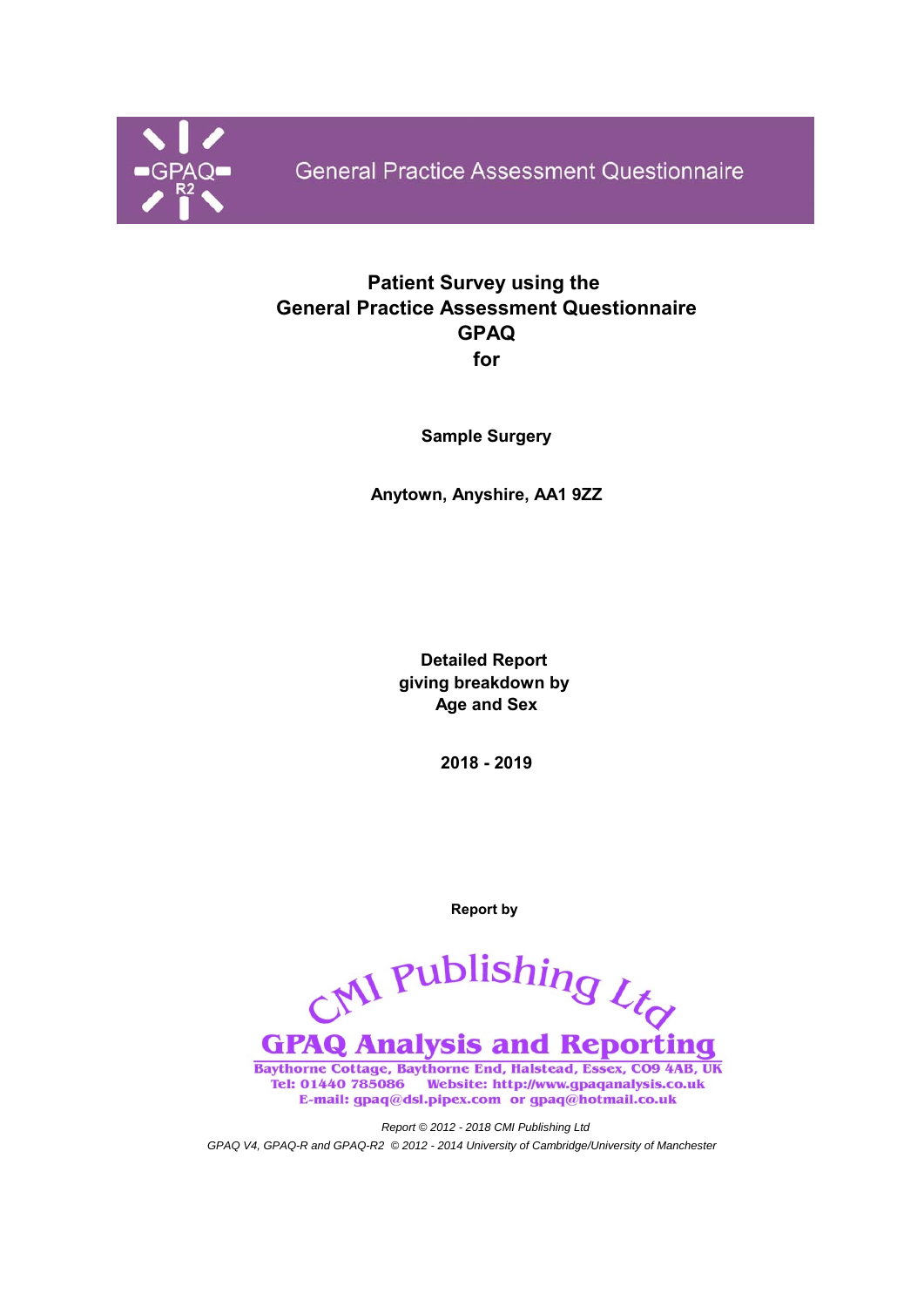GPAQ R2 General Practice Assessment Questionnaire

# Patient Survey using the General Practice Assessment Questionnaire GPAQ for

**Sample Surgery**

**Anytown, Anyshire, AA1 9ZZ**

**Detailed Report giving breakdown by Age and Sex**

**2018 - 2019**

**Report by**

CMI Publishing Ltd

**GPAQ Analysis and Reporting**

Baythorne Cottage, Baythorne End, Halstead, Essex, CO9 4AB, UK
Tel: 01440 785086 Website: http://www.gpaqanalysis.co.uk
E-mail: gpaq@dsl.pipex.com or gpaq@hotmail.co.uk

*Report © 2012 - 2018 CMI Publishing Ltd*

*GPAQ V4, GPAQ-R and GPAQ-R2 © 2012 - 2014 University of Cambridge/University of Manchester*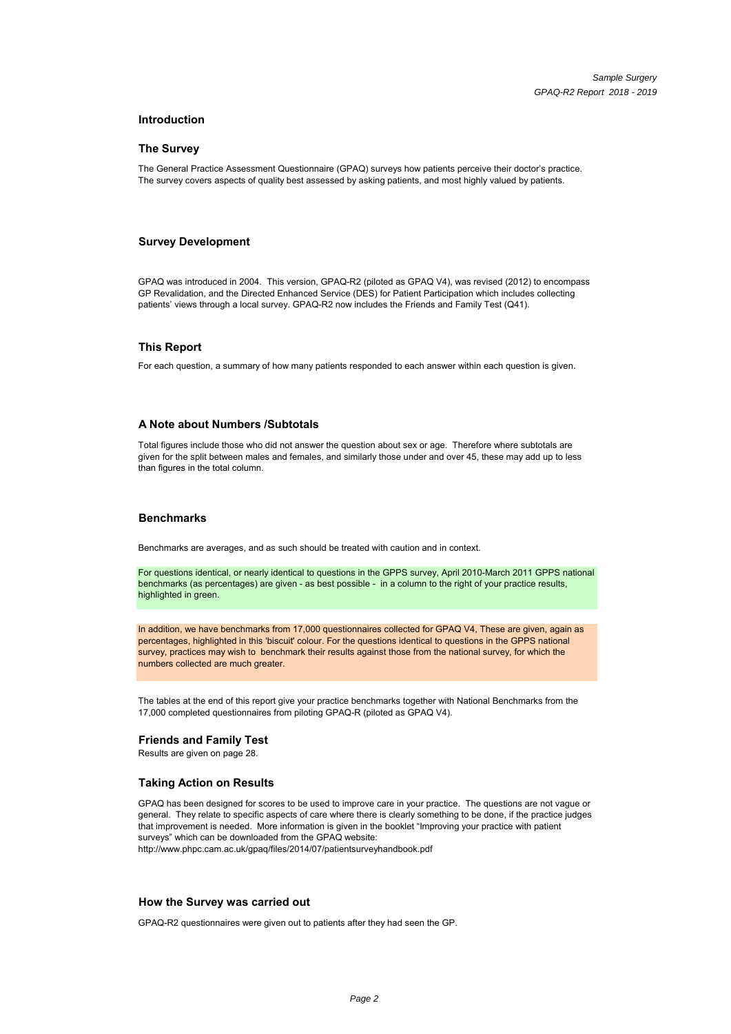## Introduction

### The Survey

The General Practice Assessment Questionnaire (GPAQ) surveys how patients perceive their doctor's practice. The survey covers aspects of quality best assessed by asking patients, and most highly valued by patients.

### Survey Development

GPAQ was introduced in 2004. This version, GPAQ-R2 (piloted as GPAQ V4), was revised (2012) to encompass GP Revalidation, and the Directed Enhanced Service (DES) for Patient Participation which includes collecting patients' views through a local survey. GPAQ-R2 now includes the Friends and Family Test (Q41).

### This Report

For each question, a summary of how many patients responded to each answer within each question is given.

### A Note about Numbers /Subtotals

Total figures include those who did not answer the question about sex or age. Therefore where subtotals are given for the split between males and females, and similarly those under and over 45, these may add up to less than figures in the total column.

### Benchmarks

Benchmarks are averages, and as such should be treated with caution and in context.

For questions identical, or nearly identical to questions in the GPPS survey, April 2010-March 2011 GPPS national benchmarks (as percentages) are given - as best possible - in a column to the right of your practice results, highlighted in green.

In addition, we have benchmarks from 17,000 questionnaires collected for GPAQ V4, These are given, again as percentages, highlighted in this 'biscuit' colour. For the questions identical to questions in the GPPS national survey, practices may wish to benchmark their results against those from the national survey, for which the numbers collected are much greater.

The tables at the end of this report give your practice benchmarks together with National Benchmarks from the 17,000 completed questionnaires from piloting GPAQ-R (piloted as GPAQ V4).

### Friends and Family Test

Results are given on page 28.

### Taking Action on Results

GPAQ has been designed for scores to be used to improve care in your practice. The questions are not vague or general. They relate to specific aspects of care where there is clearly something to be done, if the practice judges that improvement is needed. More information is given in the booklet "Improving your practice with patient surveys" which can be downloaded from the GPAQ website:
http://www.phpc.cam.ac.uk/gpaq/files/2014/07/patientsurveyhandbook.pdf

### How the Survey was carried out

GPAQ-R2 questionnaires were given out to patients after they had seen the GP.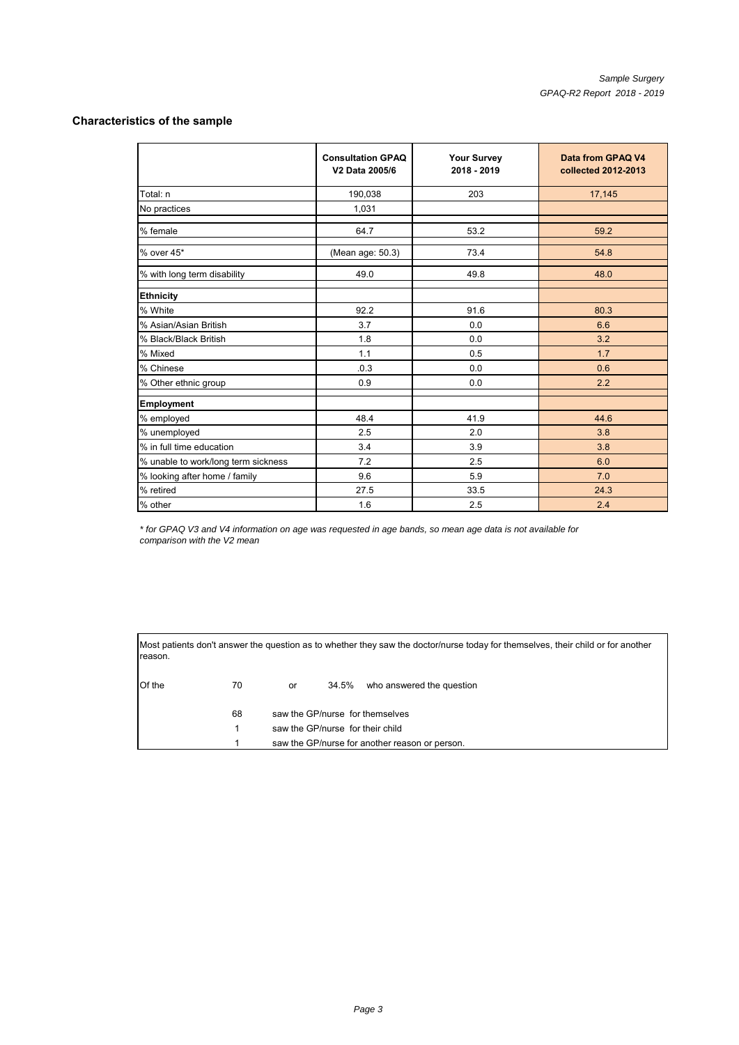## Characteristics of the sample

| | Consultation GPAQ V2 Data 2005/6 | Your Survey 2018 - 2019 | Data from GPAQ V4 collected 2012-2013 |
|---|---|---|---|
| Total: n | 190,038 | 203 | 17,145 |
| No practices | 1,031 | | |
| % female | 64.7 | 53.2 | 59.2 |
| % over 45* | (Mean age: 50.3) | 73.4 | 54.8 |
| % with long term disability | 49.0 | 49.8 | 48.0 |
| **Ethnicity** | | | |
| % White | 92.2 | 91.6 | 80.3 |
| % Asian/Asian British | 3.7 | 0.0 | 6.6 |
| % Black/Black British | 1.8 | 0.0 | 3.2 |
| % Mixed | 1.1 | 0.5 | 1.7 |
| % Chinese | .0.3 | 0.0 | 0.6 |
| % Other ethnic group | 0.9 | 0.0 | 2.2 |
| **Employment** | | | |
| % employed | 48.4 | 41.9 | 44.6 |
| % unemployed | 2.5 | 2.0 | 3.8 |
| % in full time education | 3.4 | 3.9 | 3.8 |
| % unable to work/long term sickness | 7.2 | 2.5 | 6.0 |
| % looking after home / family | 9.6 | 5.9 | 7.0 |
| % retired | 27.5 | 33.5 | 24.3 |
| % other | 1.6 | 2.5 | 2.4 |

*\* for GPAQ V3 and V4 information on age was requested in age bands, so mean age data is not available for comparison with the V2 mean*

Most patients don't answer the question as to whether they saw the doctor/nurse today for themselves, their child or for another reason.

Of the 70 or 34.5% who answered the question

- 68 saw the GP/nurse for themselves
- 1 saw the GP/nurse for their child
- 1 saw the GP/nurse for another reason or person.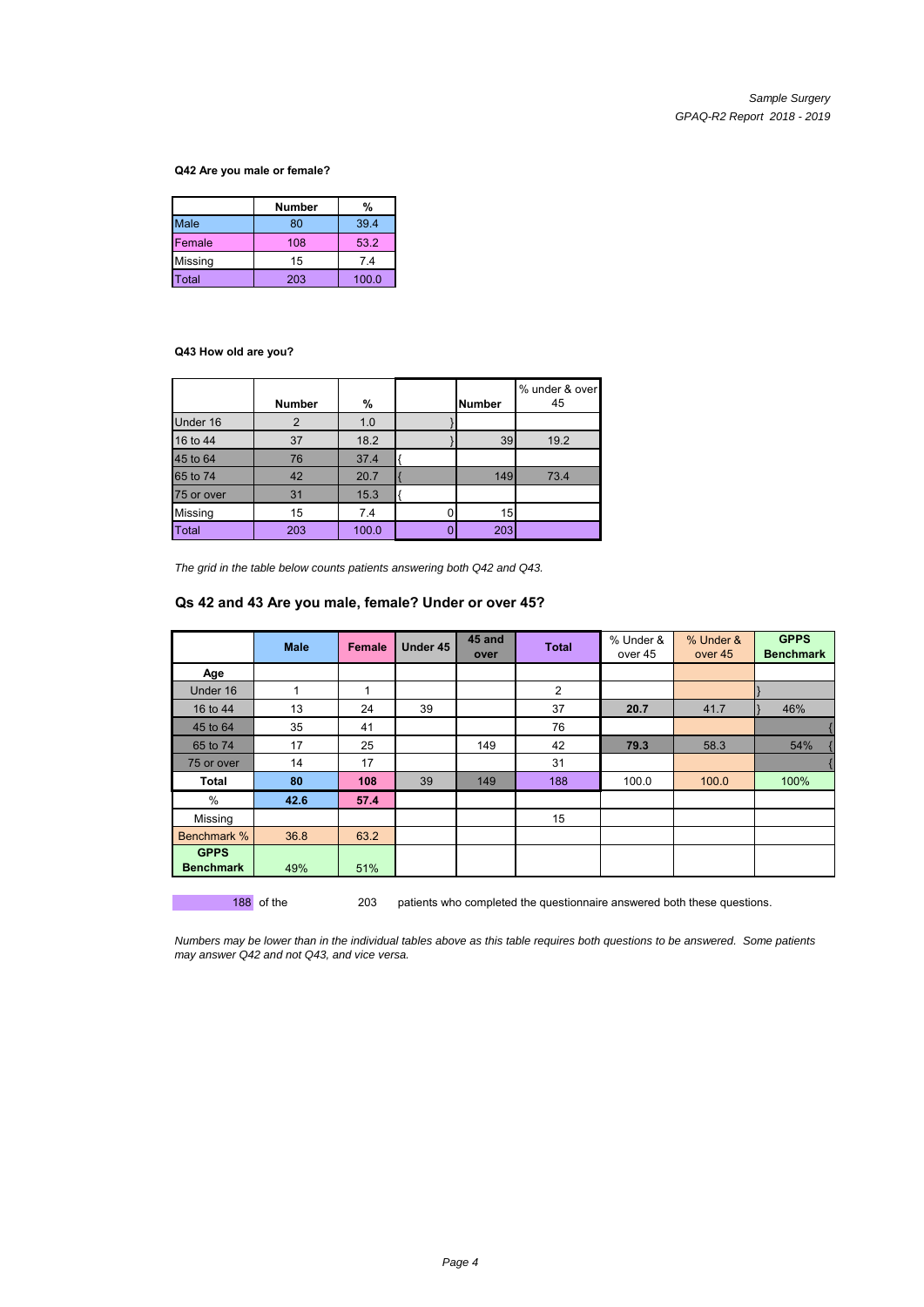### Q42 Are you male or female?

| | Number | % |
|---|---|---|
| Male | 80 | 39.4 |
| Female | 108 | 53.2 |
| Missing | 15 | 7.4 |
| Total | 203 | 100.0 |

### Q43 How old are you?

| | Number | % | | Number | % under & over 45 |
|---|---|---|---|---|---|
| Under 16 | 2 | 1.0 | } | | |
| 16 to 44 | 37 | 18.2 | } | 39 | 19.2 |
| 45 to 64 | 76 | 37.4 | { | | |
| 65 to 74 | 42 | 20.7 | { | 149 | 73.4 |
| 75 or over | 31 | 15.3 | { | | |
| Missing | 15 | 7.4 | 0 | 15 | |
| Total | 203 | 100.0 | 0 | 203 | |

*The grid in the table below counts patients answering both Q42 and Q43.*

## Qs 42 and 43 Are you male, female? Under or over 45?

| | Male | Female | Under 45 | 45 and over | Total | % Under & over 45 | % Under & over 45 | GPPS Benchmark |
|---|---|---|---|---|---|---|---|---|
| **Age** | | | | | | | | |
| Under 16 | 1 | 1 | | | 2 | | | } |
| 16 to 44 | 13 | 24 | 39 | | 37 | **20.7** | 41.7 | } 46% |
| 45 to 64 | 35 | 41 | | | 76 | | | { |
| 65 to 74 | 17 | 25 | | 149 | 42 | **79.3** | 58.3 | 54% { |
| 75 or over | 14 | 17 | | | 31 | | | { |
| **Total** | **80** | **108** | 39 | 149 | 188 | 100.0 | 100.0 | 100% |
| % | **42.6** | **57.4** | | | | | | |
| Missing | | | | | 15 | | | |
| Benchmark % | 36.8 | 63.2 | | | | | | |
| **GPPS Benchmark** | 49% | 51% | | | | | | |

188 of the 203 patients who completed the questionnaire answered both these questions.

*Numbers may be lower than in the individual tables above as this table requires both questions to be answered. Some patients may answer Q42 and not Q43, and vice versa.*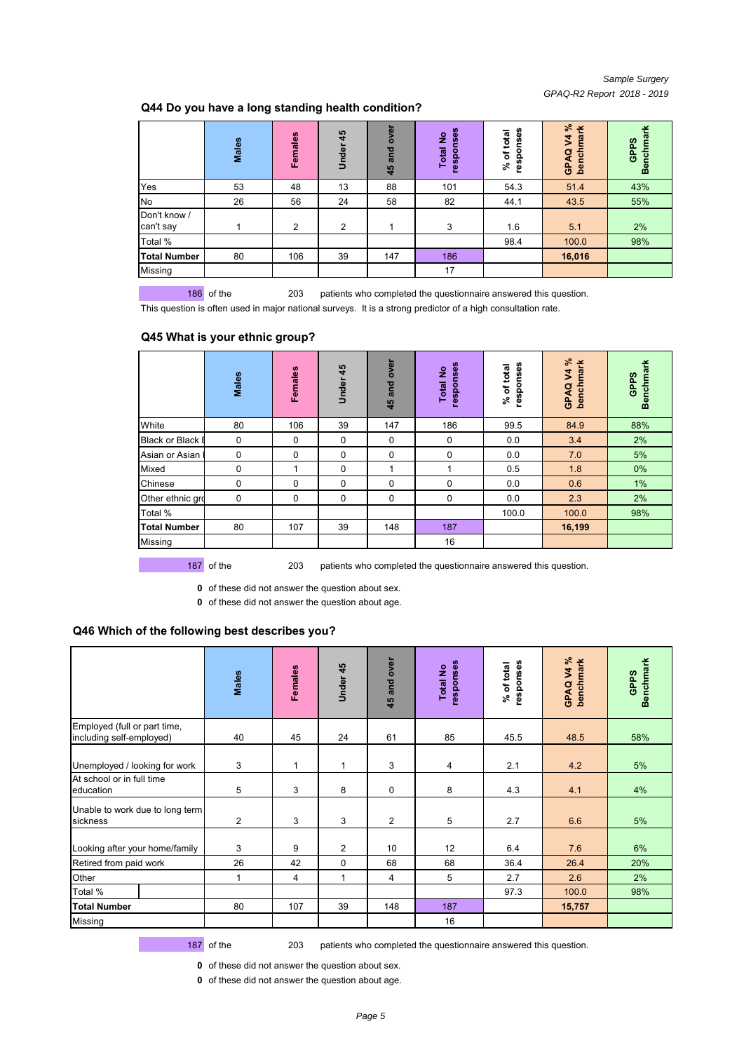## Q44 Do you have a long standing health condition?

| | Males | Females | Under 45 | 45 and over | Total No responses | % of total responses | GPAQ V4 % benchmark | GPPS Benchmark |
|---|---|---|---|---|---|---|---|---|
| Yes | 53 | 48 | 13 | 88 | 101 | 54.3 | 51.4 | 43% |
| No | 26 | 56 | 24 | 58 | 82 | 44.1 | 43.5 | 55% |
| Don't know / can't say | 1 | 2 | 2 | 1 | 3 | 1.6 | 5.1 | 2% |
| Total % | | | | | | 98.4 | 100.0 | 98% |
| **Total Number** | 80 | 106 | 39 | 147 | 186 | | **16,016** | |
| Missing | | | | | 17 | | | |

186 of the 203 patients who completed the questionnaire answered this question.

This question is often used in major national surveys. It is a strong predictor of a high consultation rate.

## Q45 What is your ethnic group?

| | Males | Females | Under 45 | 45 and over | Total No responses | % of total responses | GPAQ V4 % benchmark | GPPS Benchmark |
|---|---|---|---|---|---|---|---|---|
| White | 80 | 106 | 39 | 147 | 186 | 99.5 | 84.9 | 88% |
| Black or Black I | 0 | 0 | 0 | 0 | 0 | 0.0 | 3.4 | 2% |
| Asian or Asian I | 0 | 0 | 0 | 0 | 0 | 0.0 | 7.0 | 5% |
| Mixed | 0 | 1 | 0 | 1 | 1 | 0.5 | 1.8 | 0% |
| Chinese | 0 | 0 | 0 | 0 | 0 | 0.0 | 0.6 | 1% |
| Other ethnic grc | 0 | 0 | 0 | 0 | 0 | 0.0 | 2.3 | 2% |
| Total % | | | | | | 100.0 | 100.0 | 98% |
| **Total Number** | 80 | 107 | 39 | 148 | 187 | | **16,199** | |
| Missing | | | | | 16 | | | |

187 of the 203 patients who completed the questionnaire answered this question.

**0** of these did not answer the question about sex.

**0** of these did not answer the question about age.

## Q46 Which of the following best describes you?

| | Males | Females | Under 45 | 45 and over | Total No responses | % of total responses | GPAQ V4 % benchmark | GPPS Benchmark |
|---|---|---|---|---|---|---|---|---|
| Employed (full or part time, including self-employed) | 40 | 45 | 24 | 61 | 85 | 45.5 | 48.5 | 58% |
| Unemployed / looking for work | 3 | 1 | 1 | 3 | 4 | 2.1 | 4.2 | 5% |
| At school or in full time education | 5 | 3 | 8 | 0 | 8 | 4.3 | 4.1 | 4% |
| Unable to work due to long term sickness | 2 | 3 | 3 | 2 | 5 | 2.7 | 6.6 | 5% |
| Looking after your home/family | 3 | 9 | 2 | 10 | 12 | 6.4 | 7.6 | 6% |
| Retired from paid work | 26 | 42 | 0 | 68 | 68 | 36.4 | 26.4 | 20% |
| Other | 1 | 4 | 1 | 4 | 5 | 2.7 | 2.6 | 2% |
| Total % | | | | | | 97.3 | 100.0 | 98% |
| **Total Number** | 80 | 107 | 39 | 148 | 187 | | **15,757** | |
| Missing | | | | | 16 | | | |

187 of the 203 patients who completed the questionnaire answered this question.

**0** of these did not answer the question about sex.

**0** of these did not answer the question about age.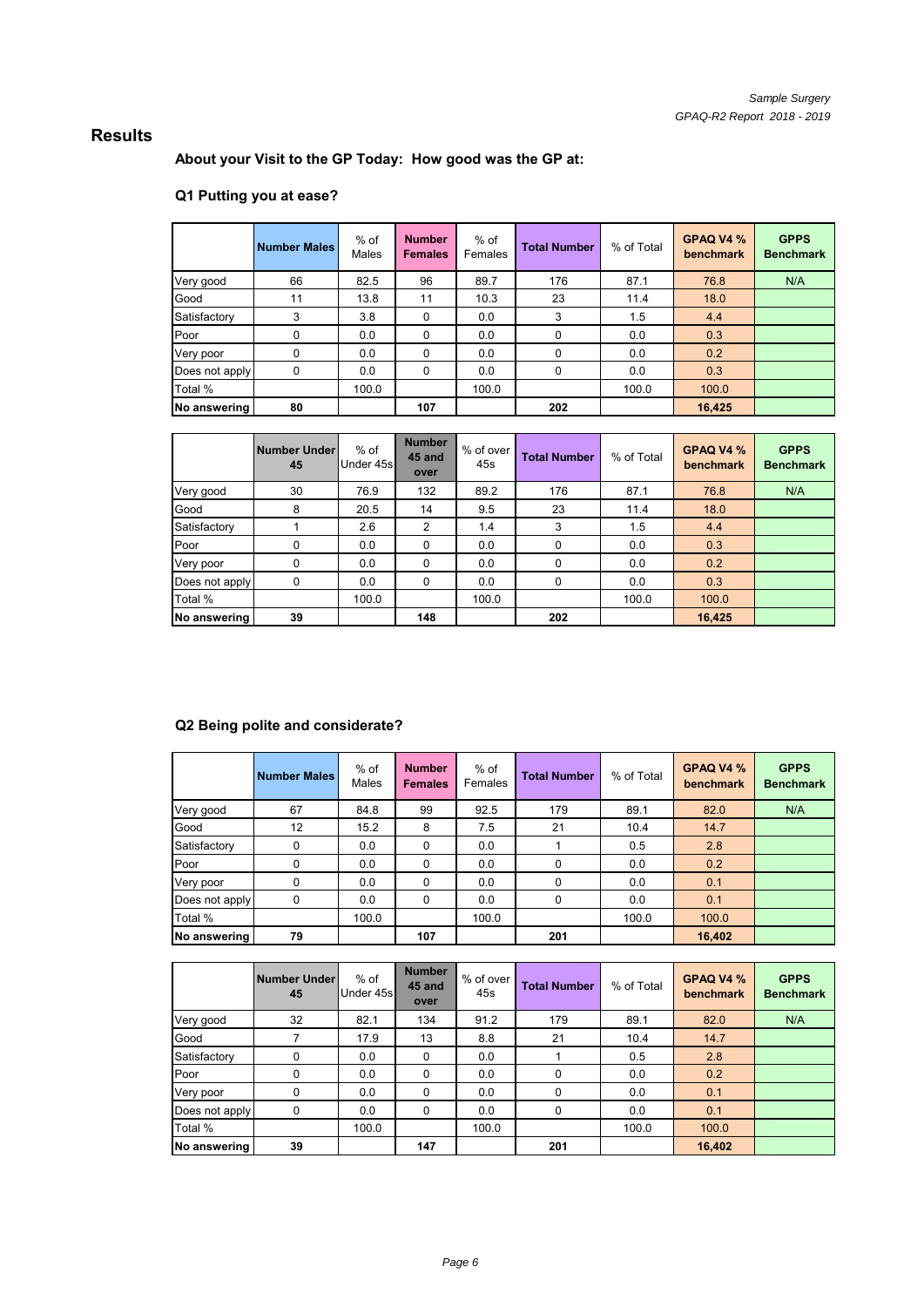## Results

### About your Visit to the GP Today: How good was the GP at:

### Q1 Putting you at ease?

| | Number Males | % of Males | Number Females | % of Females | Total Number | % of Total | GPAQ V4 % benchmark | GPPS Benchmark |
|---|---|---|---|---|---|---|---|---|
| Very good | 66 | 82.5 | 96 | 89.7 | 176 | 87.1 | 76.8 | N/A |
| Good | 11 | 13.8 | 11 | 10.3 | 23 | 11.4 | 18.0 | |
| Satisfactory | 3 | 3.8 | 0 | 0.0 | 3 | 1.5 | 4.4 | |
| Poor | 0 | 0.0 | 0 | 0.0 | 0 | 0.0 | 0.3 | |
| Very poor | 0 | 0.0 | 0 | 0.0 | 0 | 0.0 | 0.2 | |
| Does not apply | 0 | 0.0 | 0 | 0.0 | 0 | 0.0 | 0.3 | |
| Total % | | 100.0 | | 100.0 | | 100.0 | 100.0 | |
| **No answering** | **80** | | **107** | | **202** | | **16,425** | |

| | Number Under 45 | % of Under 45s | Number 45 and over | % of over 45s | Total Number | % of Total | GPAQ V4 % benchmark | GPPS Benchmark |
|---|---|---|---|---|---|---|---|---|
| Very good | 30 | 76.9 | 132 | 89.2 | 176 | 87.1 | 76.8 | N/A |
| Good | 8 | 20.5 | 14 | 9.5 | 23 | 11.4 | 18.0 | |
| Satisfactory | 1 | 2.6 | 2 | 1.4 | 3 | 1.5 | 4.4 | |
| Poor | 0 | 0.0 | 0 | 0.0 | 0 | 0.0 | 0.3 | |
| Very poor | 0 | 0.0 | 0 | 0.0 | 0 | 0.0 | 0.2 | |
| Does not apply | 0 | 0.0 | 0 | 0.0 | 0 | 0.0 | 0.3 | |
| Total % | | 100.0 | | 100.0 | | 100.0 | 100.0 | |
| **No answering** | **39** | | **148** | | **202** | | **16,425** | |

### Q2 Being polite and considerate?

| | Number Males | % of Males | Number Females | % of Females | Total Number | % of Total | GPAQ V4 % benchmark | GPPS Benchmark |
|---|---|---|---|---|---|---|---|---|
| Very good | 67 | 84.8 | 99 | 92.5 | 179 | 89.1 | 82.0 | N/A |
| Good | 12 | 15.2 | 8 | 7.5 | 21 | 10.4 | 14.7 | |
| Satisfactory | 0 | 0.0 | 0 | 0.0 | 1 | 0.5 | 2.8 | |
| Poor | 0 | 0.0 | 0 | 0.0 | 0 | 0.0 | 0.2 | |
| Very poor | 0 | 0.0 | 0 | 0.0 | 0 | 0.0 | 0.1 | |
| Does not apply | 0 | 0.0 | 0 | 0.0 | 0 | 0.0 | 0.1 | |
| Total % | | 100.0 | | 100.0 | | 100.0 | 100.0 | |
| **No answering** | **79** | | **107** | | **201** | | **16,402** | |

| | Number Under 45 | % of Under 45s | Number 45 and over | % of over 45s | Total Number | % of Total | GPAQ V4 % benchmark | GPPS Benchmark |
|---|---|---|---|---|---|---|---|---|
| Very good | 32 | 82.1 | 134 | 91.2 | 179 | 89.1 | 82.0 | N/A |
| Good | 7 | 17.9 | 13 | 8.8 | 21 | 10.4 | 14.7 | |
| Satisfactory | 0 | 0.0 | 0 | 0.0 | 1 | 0.5 | 2.8 | |
| Poor | 0 | 0.0 | 0 | 0.0 | 0 | 0.0 | 0.2 | |
| Very poor | 0 | 0.0 | 0 | 0.0 | 0 | 0.0 | 0.1 | |
| Does not apply | 0 | 0.0 | 0 | 0.0 | 0 | 0.0 | 0.1 | |
| Total % | | 100.0 | | 100.0 | | 100.0 | 100.0 | |
| **No answering** | **39** | | **147** | | **201** | | **16,402** | |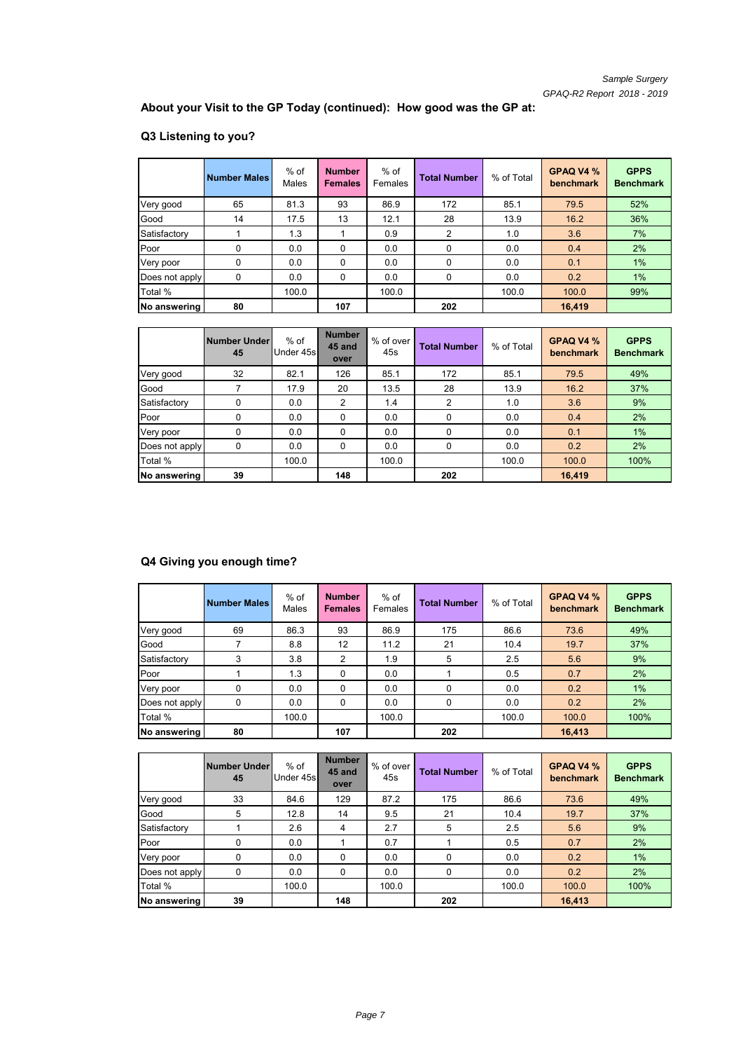## About your Visit to the GP Today (continued): How good was the GP at:

### Q3 Listening to you?

| | Number Males | % of Males | Number Females | % of Females | Total Number | % of Total | GPAQ V4 % benchmark | GPPS Benchmark |
|---|---|---|---|---|---|---|---|---|
| Very good | 65 | 81.3 | 93 | 86.9 | 172 | 85.1 | 79.5 | 52% |
| Good | 14 | 17.5 | 13 | 12.1 | 28 | 13.9 | 16.2 | 36% |
| Satisfactory | 1 | 1.3 | 1 | 0.9 | 2 | 1.0 | 3.6 | 7% |
| Poor | 0 | 0.0 | 0 | 0.0 | 0 | 0.0 | 0.4 | 2% |
| Very poor | 0 | 0.0 | 0 | 0.0 | 0 | 0.0 | 0.1 | 1% |
| Does not apply | 0 | 0.0 | 0 | 0.0 | 0 | 0.0 | 0.2 | 1% |
| Total % | | 100.0 | | 100.0 | | 100.0 | 100.0 | 99% |
| **No answering** | **80** | | **107** | | **202** | | **16,419** | |

| | Number Under 45 | % of Under 45s | Number 45 and over | % of over 45s | Total Number | % of Total | GPAQ V4 % benchmark | GPPS Benchmark |
|---|---|---|---|---|---|---|---|---|
| Very good | 32 | 82.1 | 126 | 85.1 | 172 | 85.1 | 79.5 | 49% |
| Good | 7 | 17.9 | 20 | 13.5 | 28 | 13.9 | 16.2 | 37% |
| Satisfactory | 0 | 0.0 | 2 | 1.4 | 2 | 1.0 | 3.6 | 9% |
| Poor | 0 | 0.0 | 0 | 0.0 | 0 | 0.0 | 0.4 | 2% |
| Very poor | 0 | 0.0 | 0 | 0.0 | 0 | 0.0 | 0.1 | 1% |
| Does not apply | 0 | 0.0 | 0 | 0.0 | 0 | 0.0 | 0.2 | 2% |
| Total % | | 100.0 | | 100.0 | | 100.0 | 100.0 | 100% |
| **No answering** | **39** | | **148** | | **202** | | **16,419** | |

### Q4 Giving you enough time?

| | Number Males | % of Males | Number Females | % of Females | Total Number | % of Total | GPAQ V4 % benchmark | GPPS Benchmark |
|---|---|---|---|---|---|---|---|---|
| Very good | 69 | 86.3 | 93 | 86.9 | 175 | 86.6 | 73.6 | 49% |
| Good | 7 | 8.8 | 12 | 11.2 | 21 | 10.4 | 19.7 | 37% |
| Satisfactory | 3 | 3.8 | 2 | 1.9 | 5 | 2.5 | 5.6 | 9% |
| Poor | 1 | 1.3 | 0 | 0.0 | 1 | 0.5 | 0.7 | 2% |
| Very poor | 0 | 0.0 | 0 | 0.0 | 0 | 0.0 | 0.2 | 1% |
| Does not apply | 0 | 0.0 | 0 | 0.0 | 0 | 0.0 | 0.2 | 2% |
| Total % | | 100.0 | | 100.0 | | 100.0 | 100.0 | 100% |
| **No answering** | **80** | | **107** | | **202** | | **16,413** | |

| | Number Under 45 | % of Under 45s | Number 45 and over | % of over 45s | Total Number | % of Total | GPAQ V4 % benchmark | GPPS Benchmark |
|---|---|---|---|---|---|---|---|---|
| Very good | 33 | 84.6 | 129 | 87.2 | 175 | 86.6 | 73.6 | 49% |
| Good | 5 | 12.8 | 14 | 9.5 | 21 | 10.4 | 19.7 | 37% |
| Satisfactory | 1 | 2.6 | 4 | 2.7 | 5 | 2.5 | 5.6 | 9% |
| Poor | 0 | 0.0 | 1 | 0.7 | 1 | 0.5 | 0.7 | 2% |
| Very poor | 0 | 0.0 | 0 | 0.0 | 0 | 0.0 | 0.2 | 1% |
| Does not apply | 0 | 0.0 | 0 | 0.0 | 0 | 0.0 | 0.2 | 2% |
| Total % | | 100.0 | | 100.0 | | 100.0 | 100.0 | 100% |
| **No answering** | **39** | | **148** | | **202** | | **16,413** | |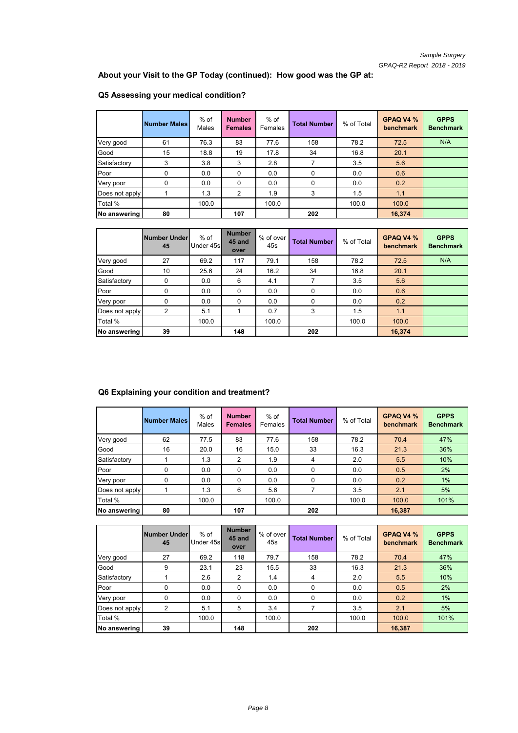## About your Visit to the GP Today (continued): How good was the GP at:

### Q5 Assessing your medical condition?

| | Number Males | % of Males | Number Females | % of Females | Total Number | % of Total | GPAQ V4 % benchmark | GPPS Benchmark |
|---|---|---|---|---|---|---|---|---|
| Very good | 61 | 76.3 | 83 | 77.6 | 158 | 78.2 | 72.5 | N/A |
| Good | 15 | 18.8 | 19 | 17.8 | 34 | 16.8 | 20.1 | |
| Satisfactory | 3 | 3.8 | 3 | 2.8 | 7 | 3.5 | 5.6 | |
| Poor | 0 | 0.0 | 0 | 0.0 | 0 | 0.0 | 0.6 | |
| Very poor | 0 | 0.0 | 0 | 0.0 | 0 | 0.0 | 0.2 | |
| Does not apply | 1 | 1.3 | 2 | 1.9 | 3 | 1.5 | 1.1 | |
| Total % | | 100.0 | | 100.0 | | 100.0 | 100.0 | |
| **No answering** | **80** | | **107** | | **202** | | **16,374** | |

| | Number Under 45 | % of Under 45s | Number 45 and over | % of over 45s | Total Number | % of Total | GPAQ V4 % benchmark | GPPS Benchmark |
|---|---|---|---|---|---|---|---|---|
| Very good | 27 | 69.2 | 117 | 79.1 | 158 | 78.2 | 72.5 | N/A |
| Good | 10 | 25.6 | 24 | 16.2 | 34 | 16.8 | 20.1 | |
| Satisfactory | 0 | 0.0 | 6 | 4.1 | 7 | 3.5 | 5.6 | |
| Poor | 0 | 0.0 | 0 | 0.0 | 0 | 0.0 | 0.6 | |
| Very poor | 0 | 0.0 | 0 | 0.0 | 0 | 0.0 | 0.2 | |
| Does not apply | 2 | 5.1 | 1 | 0.7 | 3 | 1.5 | 1.1 | |
| Total % | | 100.0 | | 100.0 | | 100.0 | 100.0 | |
| **No answering** | **39** | | **148** | | **202** | | **16,374** | |

### Q6 Explaining your condition and treatment?

| | Number Males | % of Males | Number Females | % of Females | Total Number | % of Total | GPAQ V4 % benchmark | GPPS Benchmark |
|---|---|---|---|---|---|---|---|---|
| Very good | 62 | 77.5 | 83 | 77.6 | 158 | 78.2 | 70.4 | 47% |
| Good | 16 | 20.0 | 16 | 15.0 | 33 | 16.3 | 21.3 | 36% |
| Satisfactory | 1 | 1.3 | 2 | 1.9 | 4 | 2.0 | 5.5 | 10% |
| Poor | 0 | 0.0 | 0 | 0.0 | 0 | 0.0 | 0.5 | 2% |
| Very poor | 0 | 0.0 | 0 | 0.0 | 0 | 0.0 | 0.2 | 1% |
| Does not apply | 1 | 1.3 | 6 | 5.6 | 7 | 3.5 | 2.1 | 5% |
| Total % | | 100.0 | | 100.0 | | 100.0 | 100.0 | 101% |
| **No answering** | **80** | | **107** | | **202** | | **16,387** | |

| | Number Under 45 | % of Under 45s | Number 45 and over | % of over 45s | Total Number | % of Total | GPAQ V4 % benchmark | GPPS Benchmark |
|---|---|---|---|---|---|---|---|---|
| Very good | 27 | 69.2 | 118 | 79.7 | 158 | 78.2 | 70.4 | 47% |
| Good | 9 | 23.1 | 23 | 15.5 | 33 | 16.3 | 21.3 | 36% |
| Satisfactory | 1 | 2.6 | 2 | 1.4 | 4 | 2.0 | 5.5 | 10% |
| Poor | 0 | 0.0 | 0 | 0.0 | 0 | 0.0 | 0.5 | 2% |
| Very poor | 0 | 0.0 | 0 | 0.0 | 0 | 0.0 | 0.2 | 1% |
| Does not apply | 2 | 5.1 | 5 | 3.4 | 7 | 3.5 | 2.1 | 5% |
| Total % | | 100.0 | | 100.0 | | 100.0 | 100.0 | 101% |
| **No answering** | **39** | | **148** | | **202** | | **16,387** | |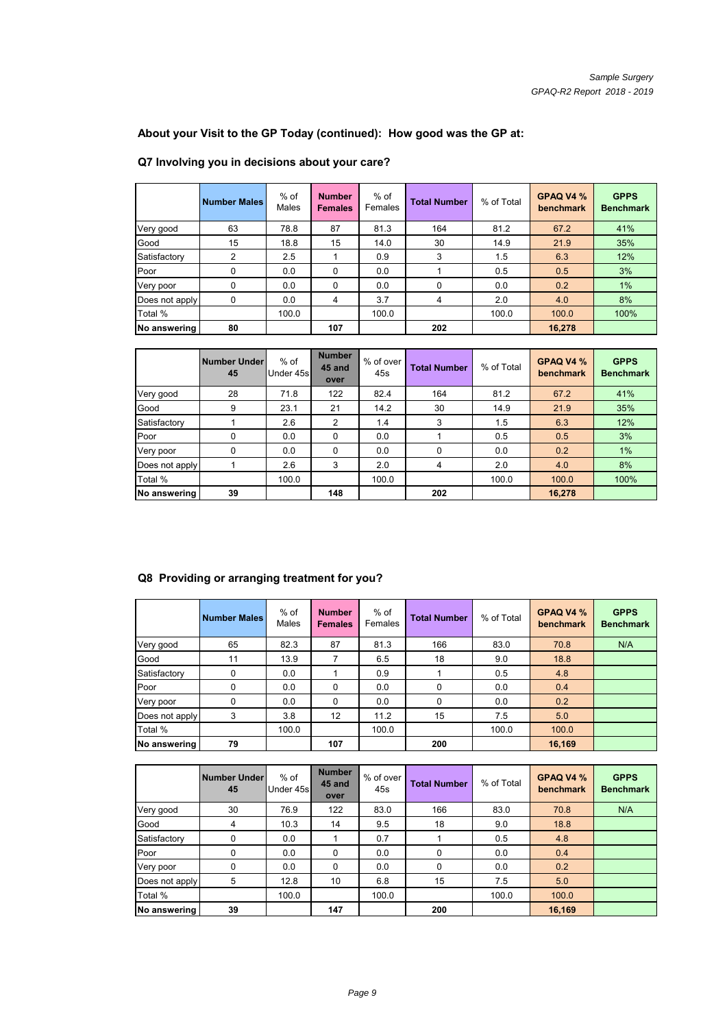## About your Visit to the GP Today (continued): How good was the GP at:

### Q7 Involving you in decisions about your care?

| | Number Males | % of Males | Number Females | % of Females | Total Number | % of Total | GPAQ V4 % benchmark | GPPS Benchmark |
|---|---|---|---|---|---|---|---|---|
| Very good | 63 | 78.8 | 87 | 81.3 | 164 | 81.2 | 67.2 | 41% |
| Good | 15 | 18.8 | 15 | 14.0 | 30 | 14.9 | 21.9 | 35% |
| Satisfactory | 2 | 2.5 | 1 | 0.9 | 3 | 1.5 | 6.3 | 12% |
| Poor | 0 | 0.0 | 0 | 0.0 | 1 | 0.5 | 0.5 | 3% |
| Very poor | 0 | 0.0 | 0 | 0.0 | 0 | 0.0 | 0.2 | 1% |
| Does not apply | 0 | 0.0 | 4 | 3.7 | 4 | 2.0 | 4.0 | 8% |
| Total % | | 100.0 | | 100.0 | | 100.0 | 100.0 | 100% |
| **No answering** | **80** | | **107** | | **202** | | **16,278** | |

| | Number Under 45 | % of Under 45s | Number 45 and over | % of over 45s | Total Number | % of Total | GPAQ V4 % benchmark | GPPS Benchmark |
|---|---|---|---|---|---|---|---|---|
| Very good | 28 | 71.8 | 122 | 82.4 | 164 | 81.2 | 67.2 | 41% |
| Good | 9 | 23.1 | 21 | 14.2 | 30 | 14.9 | 21.9 | 35% |
| Satisfactory | 1 | 2.6 | 2 | 1.4 | 3 | 1.5 | 6.3 | 12% |
| Poor | 0 | 0.0 | 0 | 0.0 | 1 | 0.5 | 0.5 | 3% |
| Very poor | 0 | 0.0 | 0 | 0.0 | 0 | 0.0 | 0.2 | 1% |
| Does not apply | 1 | 2.6 | 3 | 2.0 | 4 | 2.0 | 4.0 | 8% |
| Total % | | 100.0 | | 100.0 | | 100.0 | 100.0 | 100% |
| **No answering** | **39** | | **148** | | **202** | | **16,278** | |

### Q8 Providing or arranging treatment for you?

| | Number Males | % of Males | Number Females | % of Females | Total Number | % of Total | GPAQ V4 % benchmark | GPPS Benchmark |
|---|---|---|---|---|---|---|---|---|
| Very good | 65 | 82.3 | 87 | 81.3 | 166 | 83.0 | 70.8 | N/A |
| Good | 11 | 13.9 | 7 | 6.5 | 18 | 9.0 | 18.8 | |
| Satisfactory | 0 | 0.0 | 1 | 0.9 | 1 | 0.5 | 4.8 | |
| Poor | 0 | 0.0 | 0 | 0.0 | 0 | 0.0 | 0.4 | |
| Very poor | 0 | 0.0 | 0 | 0.0 | 0 | 0.0 | 0.2 | |
| Does not apply | 3 | 3.8 | 12 | 11.2 | 15 | 7.5 | 5.0 | |
| Total % | | 100.0 | | 100.0 | | 100.0 | 100.0 | |
| **No answering** | **79** | | **107** | | **200** | | **16,169** | |

| | Number Under 45 | % of Under 45s | Number 45 and over | % of over 45s | Total Number | % of Total | GPAQ V4 % benchmark | GPPS Benchmark |
|---|---|---|---|---|---|---|---|---|
| Very good | 30 | 76.9 | 122 | 83.0 | 166 | 83.0 | 70.8 | N/A |
| Good | 4 | 10.3 | 14 | 9.5 | 18 | 9.0 | 18.8 | |
| Satisfactory | 0 | 0.0 | 1 | 0.7 | 1 | 0.5 | 4.8 | |
| Poor | 0 | 0.0 | 0 | 0.0 | 0 | 0.0 | 0.4 | |
| Very poor | 0 | 0.0 | 0 | 0.0 | 0 | 0.0 | 0.2 | |
| Does not apply | 5 | 12.8 | 10 | 6.8 | 15 | 7.5 | 5.0 | |
| Total % | | 100.0 | | 100.0 | | 100.0 | 100.0 | |
| **No answering** | **39** | | **147** | | **200** | | **16,169** | |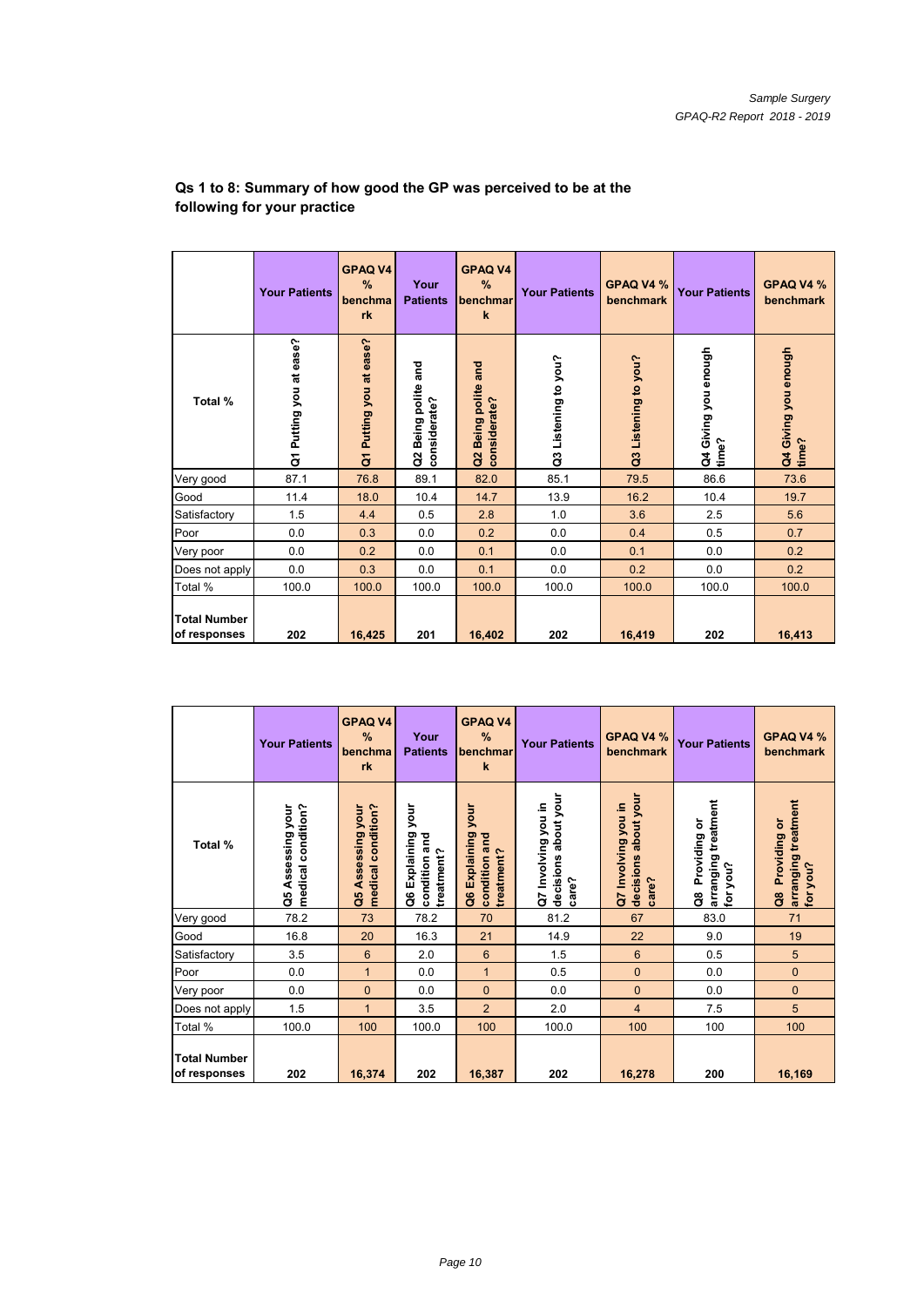## Qs 1 to 8: Summary of how good the GP was perceived to be at the following for your practice

| | Your Patients | GPAQ V4 % benchmark | Your Patients | GPAQ V4 % benchmark | Your Patients | GPAQ V4 % benchmark | Your Patients | GPAQ V4 % benchmark |
|---|---|---|---|---|---|---|---|---|
| Total % | Q1 Putting you at ease? | Q1 Putting you at ease? | Q2 Being polite and considerate? | Q2 Being polite and considerate? | Q3 Listening to you? | Q3 Listening to you? | Q4 Giving you enough time? | Q4 Giving you enough time? |
| Very good | 87.1 | 76.8 | 89.1 | 82.0 | 85.1 | 79.5 | 86.6 | 73.6 |
| Good | 11.4 | 18.0 | 10.4 | 14.7 | 13.9 | 16.2 | 10.4 | 19.7 |
| Satisfactory | 1.5 | 4.4 | 0.5 | 2.8 | 1.0 | 3.6 | 2.5 | 5.6 |
| Poor | 0.0 | 0.3 | 0.0 | 0.2 | 0.0 | 0.4 | 0.5 | 0.7 |
| Very poor | 0.0 | 0.2 | 0.0 | 0.1 | 0.0 | 0.1 | 0.0 | 0.2 |
| Does not apply | 0.0 | 0.3 | 0.0 | 0.1 | 0.0 | 0.2 | 0.0 | 0.2 |
| Total % | 100.0 | 100.0 | 100.0 | 100.0 | 100.0 | 100.0 | 100.0 | 100.0 |
| Total Number of responses | 202 | 16,425 | 201 | 16,402 | 202 | 16,419 | 202 | 16,413 |

| | Your Patients | GPAQ V4 % benchmark | Your Patients | GPAQ V4 % benchmark | Your Patients | GPAQ V4 % benchmark | Your Patients | GPAQ V4 % benchmark |
|---|---|---|---|---|---|---|---|---|
| Total % | Q5 Assessing your medical condition? | Q5 Assessing your medical condition? | Q6 Explaining your condition and treatment? | Q6 Explaining your condition and treatment? | Q7 Involving you in decisions about your care? | Q7 Involving you in decisions about your care? | Q8 Providing or arranging treatment for you? | Q8 Providing or arranging treatment for you? |
| Very good | 78.2 | 73 | 78.2 | 70 | 81.2 | 67 | 83.0 | 71 |
| Good | 16.8 | 20 | 16.3 | 21 | 14.9 | 22 | 9.0 | 19 |
| Satisfactory | 3.5 | 6 | 2.0 | 6 | 1.5 | 6 | 0.5 | 5 |
| Poor | 0.0 | 1 | 0.0 | 1 | 0.5 | 0 | 0.0 | 0 |
| Very poor | 0.0 | 0 | 0.0 | 0 | 0.0 | 0 | 0.0 | 0 |
| Does not apply | 1.5 | 1 | 3.5 | 2 | 2.0 | 4 | 7.5 | 5 |
| Total % | 100.0 | 100 | 100.0 | 100 | 100.0 | 100 | 100 | 100 |
| Total Number of responses | 202 | 16,374 | 202 | 16,387 | 202 | 16,278 | 200 | 16,169 |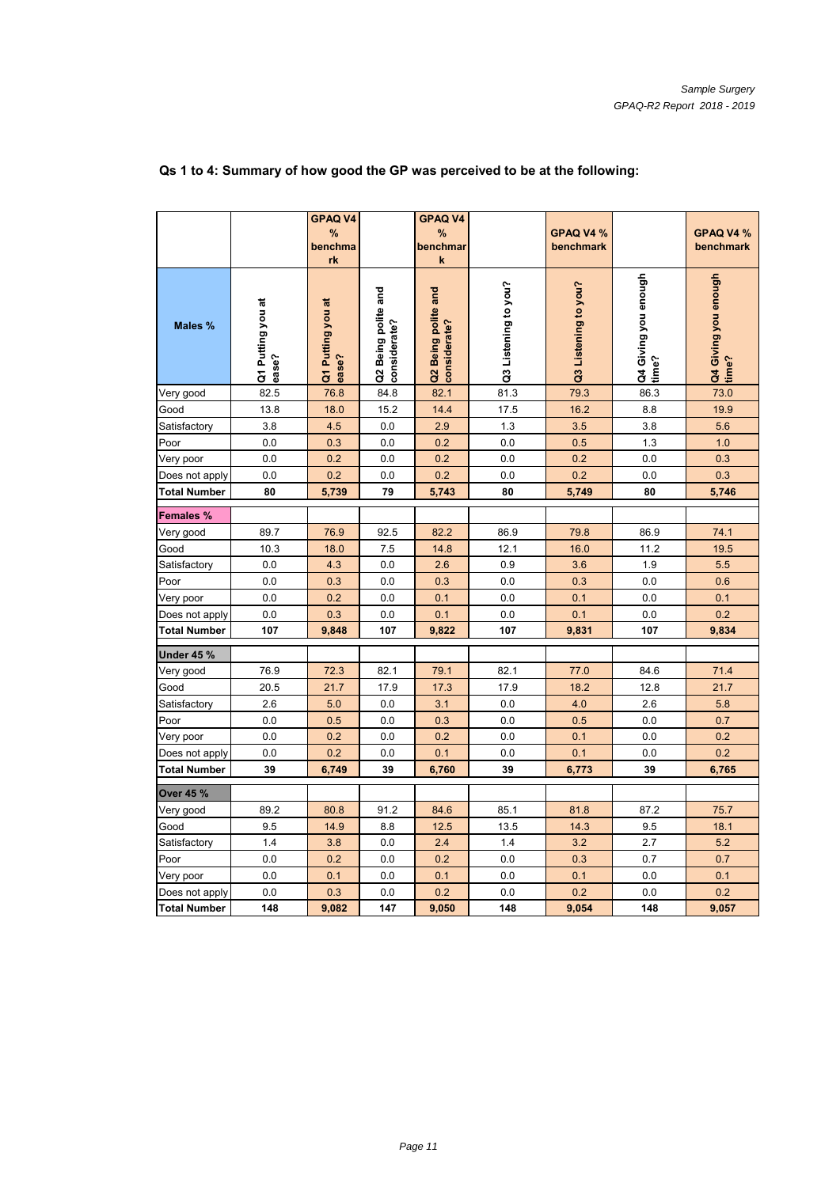## Qs 1 to 4: Summary of how good the GP was perceived to be at the following:

| | | GPAQ V4 % benchmark | | GPAQ V4 % benchmark | | GPAQ V4 % benchmark | | GPAQ V4 % benchmark |
|---|---|---|---|---|---|---|---|---|
| **Males %** | Q1 Putting you at ease? | Q1 Putting you at ease? | Q2 Being polite and considerate? | Q2 Being polite and considerate? | Q3 Listening to you? | Q3 Listening to you? | Q4 Giving you enough time? | Q4 Giving you enough time? |
| Very good | 82.5 | 76.8 | 84.8 | 82.1 | 81.3 | 79.3 | 86.3 | 73.0 |
| Good | 13.8 | 18.0 | 15.2 | 14.4 | 17.5 | 16.2 | 8.8 | 19.9 |
| Satisfactory | 3.8 | 4.5 | 0.0 | 2.9 | 1.3 | 3.5 | 3.8 | 5.6 |
| Poor | 0.0 | 0.3 | 0.0 | 0.2 | 0.0 | 0.5 | 1.3 | 1.0 |
| Very poor | 0.0 | 0.2 | 0.0 | 0.2 | 0.0 | 0.2 | 0.0 | 0.3 |
| Does not apply | 0.0 | 0.2 | 0.0 | 0.2 | 0.0 | 0.2 | 0.0 | 0.3 |
| **Total Number** | **80** | **5,739** | **79** | **5,743** | **80** | **5,749** | **80** | **5,746** |
| **Females %** | | | | | | | | |
| Very good | 89.7 | 76.9 | 92.5 | 82.2 | 86.9 | 79.8 | 86.9 | 74.1 |
| Good | 10.3 | 18.0 | 7.5 | 14.8 | 12.1 | 16.0 | 11.2 | 19.5 |
| Satisfactory | 0.0 | 4.3 | 0.0 | 2.6 | 0.9 | 3.6 | 1.9 | 5.5 |
| Poor | 0.0 | 0.3 | 0.0 | 0.3 | 0.0 | 0.3 | 0.0 | 0.6 |
| Very poor | 0.0 | 0.2 | 0.0 | 0.1 | 0.0 | 0.1 | 0.0 | 0.1 |
| Does not apply | 0.0 | 0.3 | 0.0 | 0.1 | 0.0 | 0.1 | 0.0 | 0.2 |
| **Total Number** | **107** | **9,848** | **107** | **9,822** | **107** | **9,831** | **107** | **9,834** |
| **Under 45 %** | | | | | | | | |
| Very good | 76.9 | 72.3 | 82.1 | 79.1 | 82.1 | 77.0 | 84.6 | 71.4 |
| Good | 20.5 | 21.7 | 17.9 | 17.3 | 17.9 | 18.2 | 12.8 | 21.7 |
| Satisfactory | 2.6 | 5.0 | 0.0 | 3.1 | 0.0 | 4.0 | 2.6 | 5.8 |
| Poor | 0.0 | 0.5 | 0.0 | 0.3 | 0.0 | 0.5 | 0.0 | 0.7 |
| Very poor | 0.0 | 0.2 | 0.0 | 0.2 | 0.0 | 0.1 | 0.0 | 0.2 |
| Does not apply | 0.0 | 0.2 | 0.0 | 0.1 | 0.0 | 0.1 | 0.0 | 0.2 |
| **Total Number** | **39** | **6,749** | **39** | **6,760** | **39** | **6,773** | **39** | **6,765** |
| **Over 45 %** | | | | | | | | |
| Very good | 89.2 | 80.8 | 91.2 | 84.6 | 85.1 | 81.8 | 87.2 | 75.7 |
| Good | 9.5 | 14.9 | 8.8 | 12.5 | 13.5 | 14.3 | 9.5 | 18.1 |
| Satisfactory | 1.4 | 3.8 | 0.0 | 2.4 | 1.4 | 3.2 | 2.7 | 5.2 |
| Poor | 0.0 | 0.2 | 0.0 | 0.2 | 0.0 | 0.3 | 0.7 | 0.7 |
| Very poor | 0.0 | 0.1 | 0.0 | 0.1 | 0.0 | 0.1 | 0.0 | 0.1 |
| Does not apply | 0.0 | 0.3 | 0.0 | 0.2 | 0.0 | 0.2 | 0.0 | 0.2 |
| **Total Number** | **148** | **9,082** | **147** | **9,050** | **148** | **9,054** | **148** | **9,057** |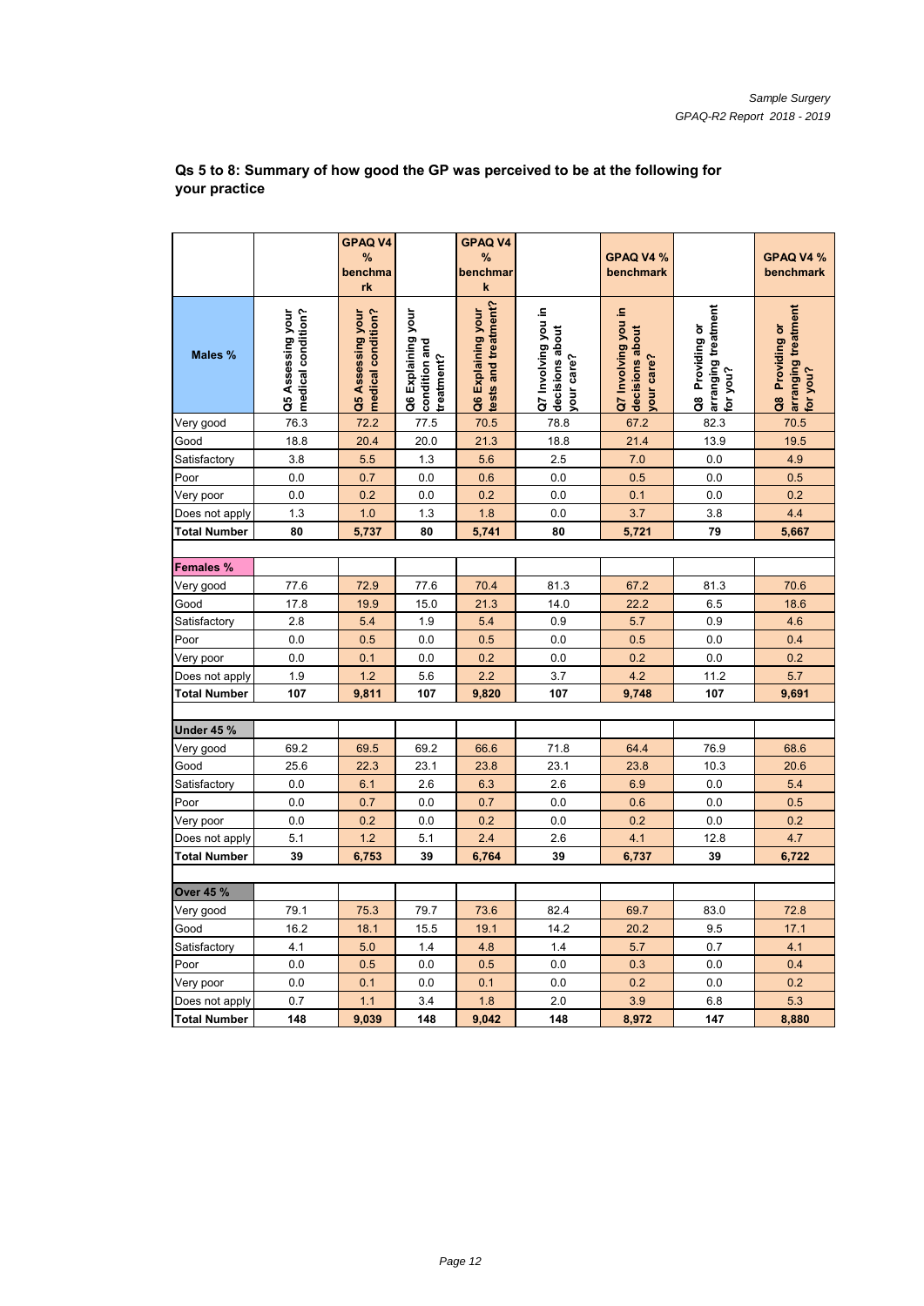## Qs 5 to 8: Summary of how good the GP was perceived to be at the following for your practice

| | | GPAQ V4 % benchmark | | GPAQ V4 % benchmark | | GPAQ V4 % benchmark | | GPAQ V4 % benchmark |
|---|---|---|---|---|---|---|---|---|
| **Males %** | Q5 Assessing your medical condition? | Q5 Assessing your medical condition? | Q6 Explaining your condition and treatment? | Q6 Explaining your tests and treatment? | Q7 Involving you in decisions about your care? | Q7 Involving you in decisions about your care? | Q8 Providing or arranging treatment for you? | Q8 Providing or arranging treatment for you? |
| Very good | 76.3 | 72.2 | 77.5 | 70.5 | 78.8 | 67.2 | 82.3 | 70.5 |
| Good | 18.8 | 20.4 | 20.0 | 21.3 | 18.8 | 21.4 | 13.9 | 19.5 |
| Satisfactory | 3.8 | 5.5 | 1.3 | 5.6 | 2.5 | 7.0 | 0.0 | 4.9 |
| Poor | 0.0 | 0.7 | 0.0 | 0.6 | 0.0 | 0.5 | 0.0 | 0.5 |
| Very poor | 0.0 | 0.2 | 0.0 | 0.2 | 0.0 | 0.1 | 0.0 | 0.2 |
| Does not apply | 1.3 | 1.0 | 1.3 | 1.8 | 0.0 | 3.7 | 3.8 | 4.4 |
| **Total Number** | **80** | **5,737** | **80** | **5,741** | **80** | **5,721** | **79** | **5,667** |
| | | | | | | | | |
| **Females %** | | | | | | | | |
| Very good | 77.6 | 72.9 | 77.6 | 70.4 | 81.3 | 67.2 | 81.3 | 70.6 |
| Good | 17.8 | 19.9 | 15.0 | 21.3 | 14.0 | 22.2 | 6.5 | 18.6 |
| Satisfactory | 2.8 | 5.4 | 1.9 | 5.4 | 0.9 | 5.7 | 0.9 | 4.6 |
| Poor | 0.0 | 0.5 | 0.0 | 0.5 | 0.0 | 0.5 | 0.0 | 0.4 |
| Very poor | 0.0 | 0.1 | 0.0 | 0.2 | 0.0 | 0.2 | 0.0 | 0.2 |
| Does not apply | 1.9 | 1.2 | 5.6 | 2.2 | 3.7 | 4.2 | 11.2 | 5.7 |
| **Total Number** | **107** | **9,811** | **107** | **9,820** | **107** | **9,748** | **107** | **9,691** |
| | | | | | | | | |
| **Under 45 %** | | | | | | | | |
| Very good | 69.2 | 69.5 | 69.2 | 66.6 | 71.8 | 64.4 | 76.9 | 68.6 |
| Good | 25.6 | 22.3 | 23.1 | 23.8 | 23.1 | 23.8 | 10.3 | 20.6 |
| Satisfactory | 0.0 | 6.1 | 2.6 | 6.3 | 2.6 | 6.9 | 0.0 | 5.4 |
| Poor | 0.0 | 0.7 | 0.0 | 0.7 | 0.0 | 0.6 | 0.0 | 0.5 |
| Very poor | 0.0 | 0.2 | 0.0 | 0.2 | 0.0 | 0.2 | 0.0 | 0.2 |
| Does not apply | 5.1 | 1.2 | 5.1 | 2.4 | 2.6 | 4.1 | 12.8 | 4.7 |
| **Total Number** | **39** | **6,753** | **39** | **6,764** | **39** | **6,737** | **39** | **6,722** |
| | | | | | | | | |
| **Over 45 %** | | | | | | | | |
| Very good | 79.1 | 75.3 | 79.7 | 73.6 | 82.4 | 69.7 | 83.0 | 72.8 |
| Good | 16.2 | 18.1 | 15.5 | 19.1 | 14.2 | 20.2 | 9.5 | 17.1 |
| Satisfactory | 4.1 | 5.0 | 1.4 | 4.8 | 1.4 | 5.7 | 0.7 | 4.1 |
| Poor | 0.0 | 0.5 | 0.0 | 0.5 | 0.0 | 0.3 | 0.0 | 0.4 |
| Very poor | 0.0 | 0.1 | 0.0 | 0.1 | 0.0 | 0.2 | 0.0 | 0.2 |
| Does not apply | 0.7 | 1.1 | 3.4 | 1.8 | 2.0 | 3.9 | 6.8 | 5.3 |
| **Total Number** | **148** | **9,039** | **148** | **9,042** | **148** | **8,972** | **147** | **8,880** |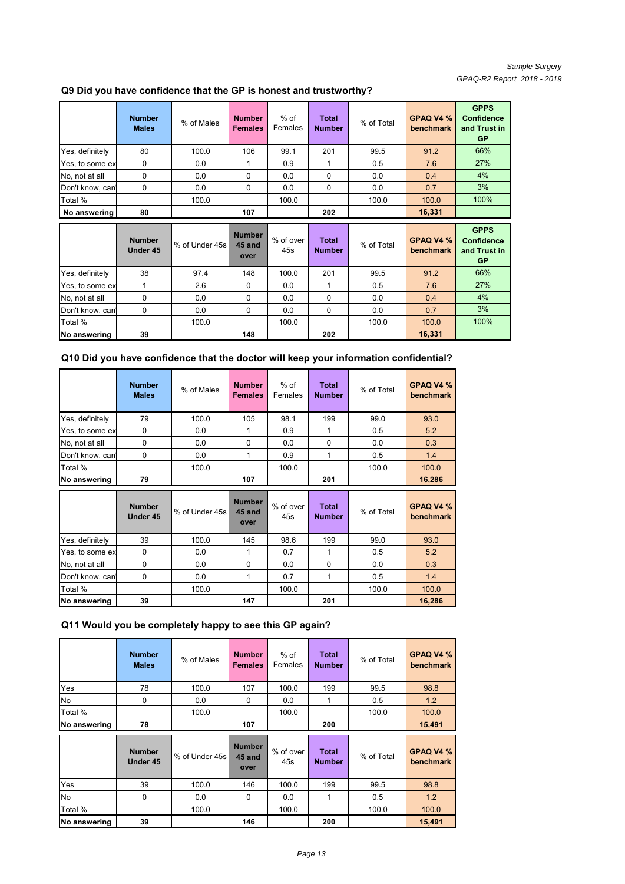## Q9 Did you have confidence that the GP is honest and trustworthy?

| | Number Males | % of Males | Number Females | % of Females | Total Number | % of Total | GPAQ V4 % benchmark | GPPS Confidence and Trust in GP |
|---|---|---|---|---|---|---|---|---|
| Yes, definitely | 80 | 100.0 | 106 | 99.1 | 201 | 99.5 | 91.2 | 66% |
| Yes, to some ex | 0 | 0.0 | 1 | 0.9 | 1 | 0.5 | 7.6 | 27% |
| No, not at all | 0 | 0.0 | 0 | 0.0 | 0 | 0.0 | 0.4 | 4% |
| Don't know, can | 0 | 0.0 | 0 | 0.0 | 0 | 0.0 | 0.7 | 3% |
| Total % | | 100.0 | | 100.0 | | 100.0 | 100.0 | 100% |
| **No answering** | **80** | | **107** | | **202** | | **16,331** | |

| | Number Under 45 | % of Under 45s | Number 45 and over | % of over 45s | Total Number | % of Total | GPAQ V4 % benchmark | GPPS Confidence and Trust in GP |
|---|---|---|---|---|---|---|---|---|
| Yes, definitely | 38 | 97.4 | 148 | 100.0 | 201 | 99.5 | 91.2 | 66% |
| Yes, to some ex | 1 | 2.6 | 0 | 0.0 | 1 | 0.5 | 7.6 | 27% |
| No, not at all | 0 | 0.0 | 0 | 0.0 | 0 | 0.0 | 0.4 | 4% |
| Don't know, can | 0 | 0.0 | 0 | 0.0 | 0 | 0.0 | 0.7 | 3% |
| Total % | | 100.0 | | 100.0 | | 100.0 | 100.0 | 100% |
| **No answering** | **39** | | **148** | | **202** | | **16,331** | |

## Q10 Did you have confidence that the doctor will keep your information confidential?

| | Number Males | % of Males | Number Females | % of Females | Total Number | % of Total | GPAQ V4 % benchmark |
|---|---|---|---|---|---|---|---|
| Yes, definitely | 79 | 100.0 | 105 | 98.1 | 199 | 99.0 | 93.0 |
| Yes, to some ex | 0 | 0.0 | 1 | 0.9 | 1 | 0.5 | 5.2 |
| No, not at all | 0 | 0.0 | 0 | 0.0 | 0 | 0.0 | 0.3 |
| Don't know, can | 0 | 0.0 | 1 | 0.9 | 1 | 0.5 | 1.4 |
| Total % | | 100.0 | | 100.0 | | 100.0 | 100.0 |
| **No answering** | **79** | | **107** | | **201** | | **16,286** |

| | Number Under 45 | % of Under 45s | Number 45 and over | % of over 45s | Total Number | % of Total | GPAQ V4 % benchmark |
|---|---|---|---|---|---|---|---|
| Yes, definitely | 39 | 100.0 | 145 | 98.6 | 199 | 99.0 | 93.0 |
| Yes, to some ex | 0 | 0.0 | 1 | 0.7 | 1 | 0.5 | 5.2 |
| No, not at all | 0 | 0.0 | 0 | 0.0 | 0 | 0.0 | 0.3 |
| Don't know, can | 0 | 0.0 | 1 | 0.7 | 1 | 0.5 | 1.4 |
| Total % | | 100.0 | | 100.0 | | 100.0 | 100.0 |
| **No answering** | **39** | | **147** | | **201** | | **16,286** |

## Q11 Would you be completely happy to see this GP again?

| | Number Males | % of Males | Number Females | % of Females | Total Number | % of Total | GPAQ V4 % benchmark |
|---|---|---|---|---|---|---|---|
| Yes | 78 | 100.0 | 107 | 100.0 | 199 | 99.5 | 98.8 |
| No | 0 | 0.0 | 0 | 0.0 | 1 | 0.5 | 1.2 |
| Total % | | 100.0 | | 100.0 | | 100.0 | 100.0 |
| **No answering** | **78** | | **107** | | **200** | | **15,491** |

| | Number Under 45 | % of Under 45s | Number 45 and over | % of over 45s | Total Number | % of Total | GPAQ V4 % benchmark |
|---|---|---|---|---|---|---|---|
| Yes | 39 | 100.0 | 146 | 100.0 | 199 | 99.5 | 98.8 |
| No | 0 | 0.0 | 0 | 0.0 | 1 | 0.5 | 1.2 |
| Total % | | 100.0 | | 100.0 | | 100.0 | 100.0 |
| **No answering** | **39** | | **146** | | **200** | | **15,491** |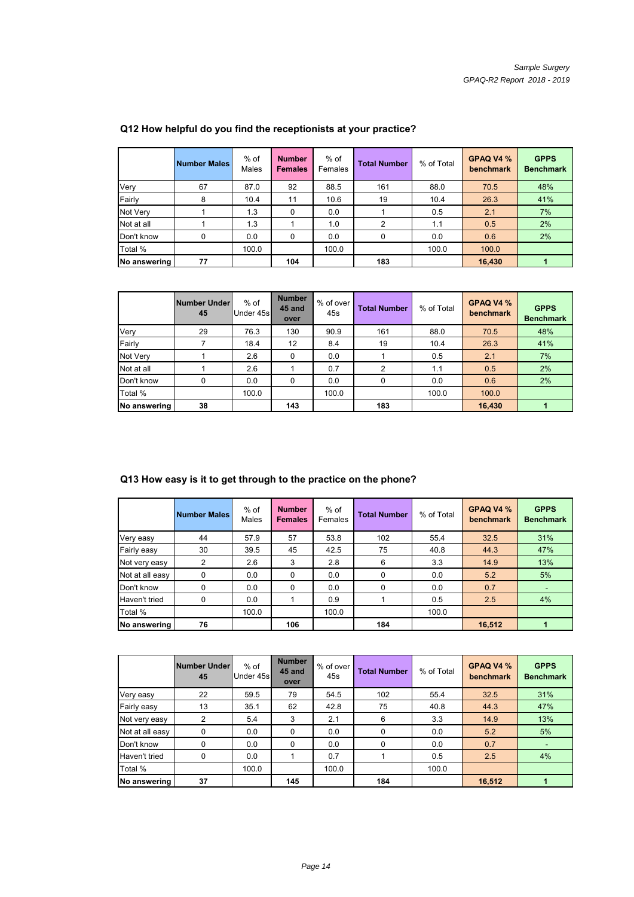## Q12 How helpful do you find the receptionists at your practice?

| | Number Males | % of Males | Number Females | % of Females | Total Number | % of Total | GPAQ V4 % benchmark | GPPS Benchmark |
|---|---|---|---|---|---|---|---|---|
| Very | 67 | 87.0 | 92 | 88.5 | 161 | 88.0 | 70.5 | 48% |
| Fairly | 8 | 10.4 | 11 | 10.6 | 19 | 10.4 | 26.3 | 41% |
| Not Very | 1 | 1.3 | 0 | 0.0 | 1 | 0.5 | 2.1 | 7% |
| Not at all | 1 | 1.3 | 1 | 1.0 | 2 | 1.1 | 0.5 | 2% |
| Don't know | 0 | 0.0 | 0 | 0.0 | 0 | 0.0 | 0.6 | 2% |
| Total % | | 100.0 | | 100.0 | | 100.0 | 100.0 | |
| **No answering** | **77** | | **104** | | **183** | | **16,430** | **1** |

| | Number Under 45 | % of Under 45s | Number 45 and over | % of over 45s | Total Number | % of Total | GPAQ V4 % benchmark | GPPS Benchmark |
|---|---|---|---|---|---|---|---|---|
| Very | 29 | 76.3 | 130 | 90.9 | 161 | 88.0 | 70.5 | 48% |
| Fairly | 7 | 18.4 | 12 | 8.4 | 19 | 10.4 | 26.3 | 41% |
| Not Very | 1 | 2.6 | 0 | 0.0 | 1 | 0.5 | 2.1 | 7% |
| Not at all | 1 | 2.6 | 1 | 0.7 | 2 | 1.1 | 0.5 | 2% |
| Don't know | 0 | 0.0 | 0 | 0.0 | 0 | 0.0 | 0.6 | 2% |
| Total % | | 100.0 | | 100.0 | | 100.0 | 100.0 | |
| **No answering** | **38** | | **143** | | **183** | | **16,430** | **1** |

## Q13 How easy is it to get through to the practice on the phone?

| | Number Males | % of Males | Number Females | % of Females | Total Number | % of Total | GPAQ V4 % benchmark | GPPS Benchmark |
|---|---|---|---|---|---|---|---|---|
| Very easy | 44 | 57.9 | 57 | 53.8 | 102 | 55.4 | 32.5 | 31% |
| Fairly easy | 30 | 39.5 | 45 | 42.5 | 75 | 40.8 | 44.3 | 47% |
| Not very easy | 2 | 2.6 | 3 | 2.8 | 6 | 3.3 | 14.9 | 13% |
| Not at all easy | 0 | 0.0 | 0 | 0.0 | 0 | 0.0 | 5.2 | 5% |
| Don't know | 0 | 0.0 | 0 | 0.0 | 0 | 0.0 | 0.7 | - |
| Haven't tried | 0 | 0.0 | 1 | 0.9 | 1 | 0.5 | 2.5 | 4% |
| Total % | | 100.0 | | 100.0 | | 100.0 | | |
| **No answering** | **76** | | **106** | | **184** | | **16,512** | **1** |

| | Number Under 45 | % of Under 45s | Number 45 and over | % of over 45s | Total Number | % of Total | GPAQ V4 % benchmark | GPPS Benchmark |
|---|---|---|---|---|---|---|---|---|
| Very easy | 22 | 59.5 | 79 | 54.5 | 102 | 55.4 | 32.5 | 31% |
| Fairly easy | 13 | 35.1 | 62 | 42.8 | 75 | 40.8 | 44.3 | 47% |
| Not very easy | 2 | 5.4 | 3 | 2.1 | 6 | 3.3 | 14.9 | 13% |
| Not at all easy | 0 | 0.0 | 0 | 0.0 | 0 | 0.0 | 5.2 | 5% |
| Don't know | 0 | 0.0 | 0 | 0.0 | 0 | 0.0 | 0.7 | - |
| Haven't tried | 0 | 0.0 | 1 | 0.7 | 1 | 0.5 | 2.5 | 4% |
| Total % | | 100.0 | | 100.0 | | 100.0 | | |
| **No answering** | **37** | | **145** | | **184** | | **16,512** | **1** |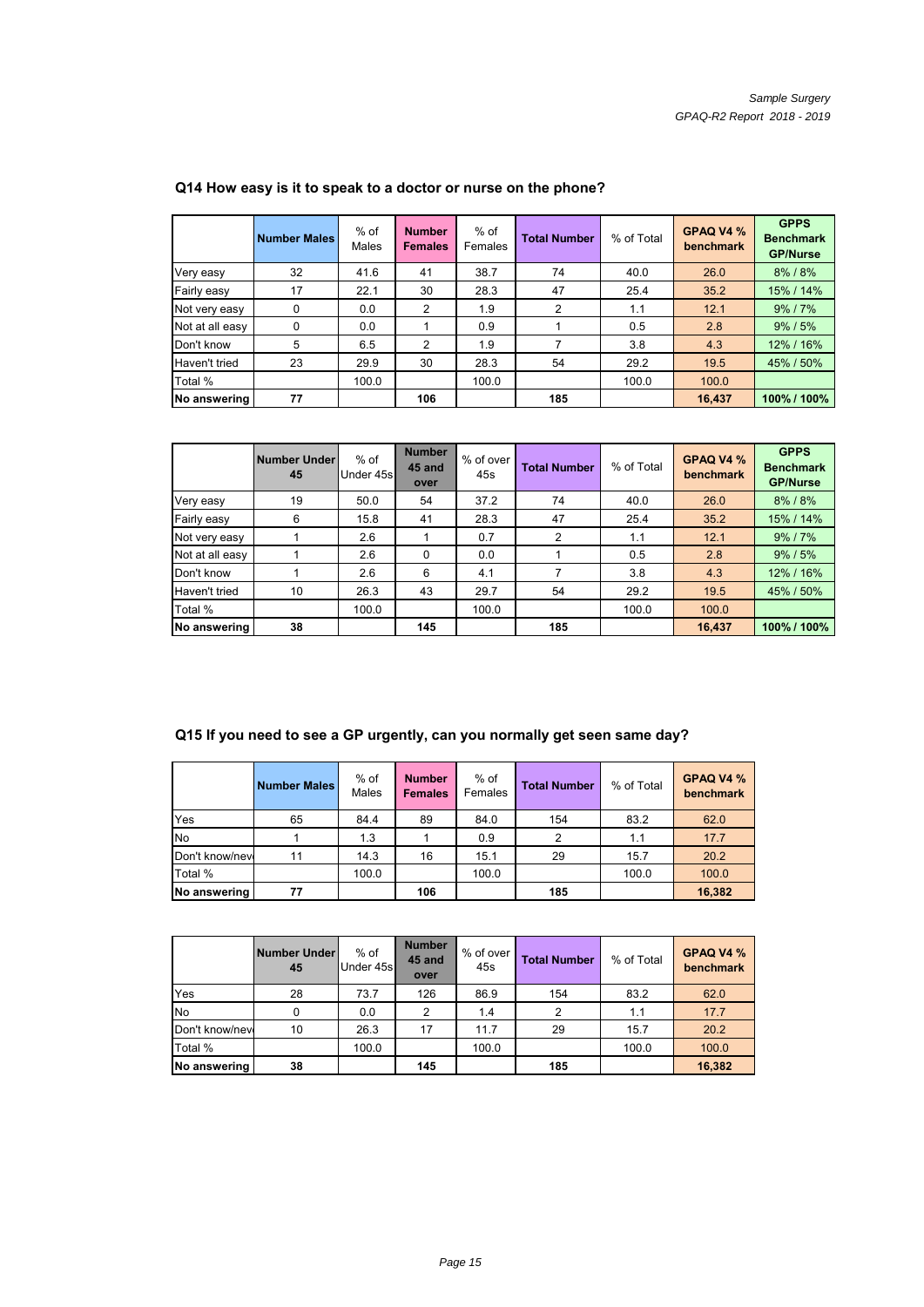## Q14 How easy is it to speak to a doctor or nurse on the phone?

| | Number Males | % of Males | Number Females | % of Females | Total Number | % of Total | GPAQ V4 % benchmark | GPPS Benchmark GP/Nurse |
|---|---|---|---|---|---|---|---|---|
| Very easy | 32 | 41.6 | 41 | 38.7 | 74 | 40.0 | 26.0 | 8% / 8% |
| Fairly easy | 17 | 22.1 | 30 | 28.3 | 47 | 25.4 | 35.2 | 15% / 14% |
| Not very easy | 0 | 0.0 | 2 | 1.9 | 2 | 1.1 | 12.1 | 9% / 7% |
| Not at all easy | 0 | 0.0 | 1 | 0.9 | 1 | 0.5 | 2.8 | 9% / 5% |
| Don't know | 5 | 6.5 | 2 | 1.9 | 7 | 3.8 | 4.3 | 12% / 16% |
| Haven't tried | 23 | 29.9 | 30 | 28.3 | 54 | 29.2 | 19.5 | 45% / 50% |
| Total % | | 100.0 | | 100.0 | | 100.0 | 100.0 | |
| **No answering** | **77** | | **106** | | **185** | | **16,437** | **100% / 100%** |

| | Number Under 45 | % of Under 45s | Number 45 and over | % of over 45s | Total Number | % of Total | GPAQ V4 % benchmark | GPPS Benchmark GP/Nurse |
|---|---|---|---|---|---|---|---|---|
| Very easy | 19 | 50.0 | 54 | 37.2 | 74 | 40.0 | 26.0 | 8% / 8% |
| Fairly easy | 6 | 15.8 | 41 | 28.3 | 47 | 25.4 | 35.2 | 15% / 14% |
| Not very easy | 1 | 2.6 | 1 | 0.7 | 2 | 1.1 | 12.1 | 9% / 7% |
| Not at all easy | 1 | 2.6 | 0 | 0.0 | 1 | 0.5 | 2.8 | 9% / 5% |
| Don't know | 1 | 2.6 | 6 | 4.1 | 7 | 3.8 | 4.3 | 12% / 16% |
| Haven't tried | 10 | 26.3 | 43 | 29.7 | 54 | 29.2 | 19.5 | 45% / 50% |
| Total % | | 100.0 | | 100.0 | | 100.0 | 100.0 | |
| **No answering** | **38** | | **145** | | **185** | | **16,437** | **100% / 100%** |

## Q15 If you need to see a GP urgently, can you normally get seen same day?

| | Number Males | % of Males | Number Females | % of Females | Total Number | % of Total | GPAQ V4 % benchmark |
|---|---|---|---|---|---|---|---|
| Yes | 65 | 84.4 | 89 | 84.0 | 154 | 83.2 | 62.0 |
| No | 1 | 1.3 | 1 | 0.9 | 2 | 1.1 | 17.7 |
| Don't know/neve | 11 | 14.3 | 16 | 15.1 | 29 | 15.7 | 20.2 |
| Total % | | 100.0 | | 100.0 | | 100.0 | 100.0 |
| **No answering** | **77** | | **106** | | **185** | | **16,382** |

| | Number Under 45 | % of Under 45s | Number 45 and over | % of over 45s | Total Number | % of Total | GPAQ V4 % benchmark |
|---|---|---|---|---|---|---|---|
| Yes | 28 | 73.7 | 126 | 86.9 | 154 | 83.2 | 62.0 |
| No | 0 | 0.0 | 2 | 1.4 | 2 | 1.1 | 17.7 |
| Don't know/neve | 10 | 26.3 | 17 | 11.7 | 29 | 15.7 | 20.2 |
| Total % | | 100.0 | | 100.0 | | 100.0 | 100.0 |
| **No answering** | **38** | | **145** | | **185** | | **16,382** |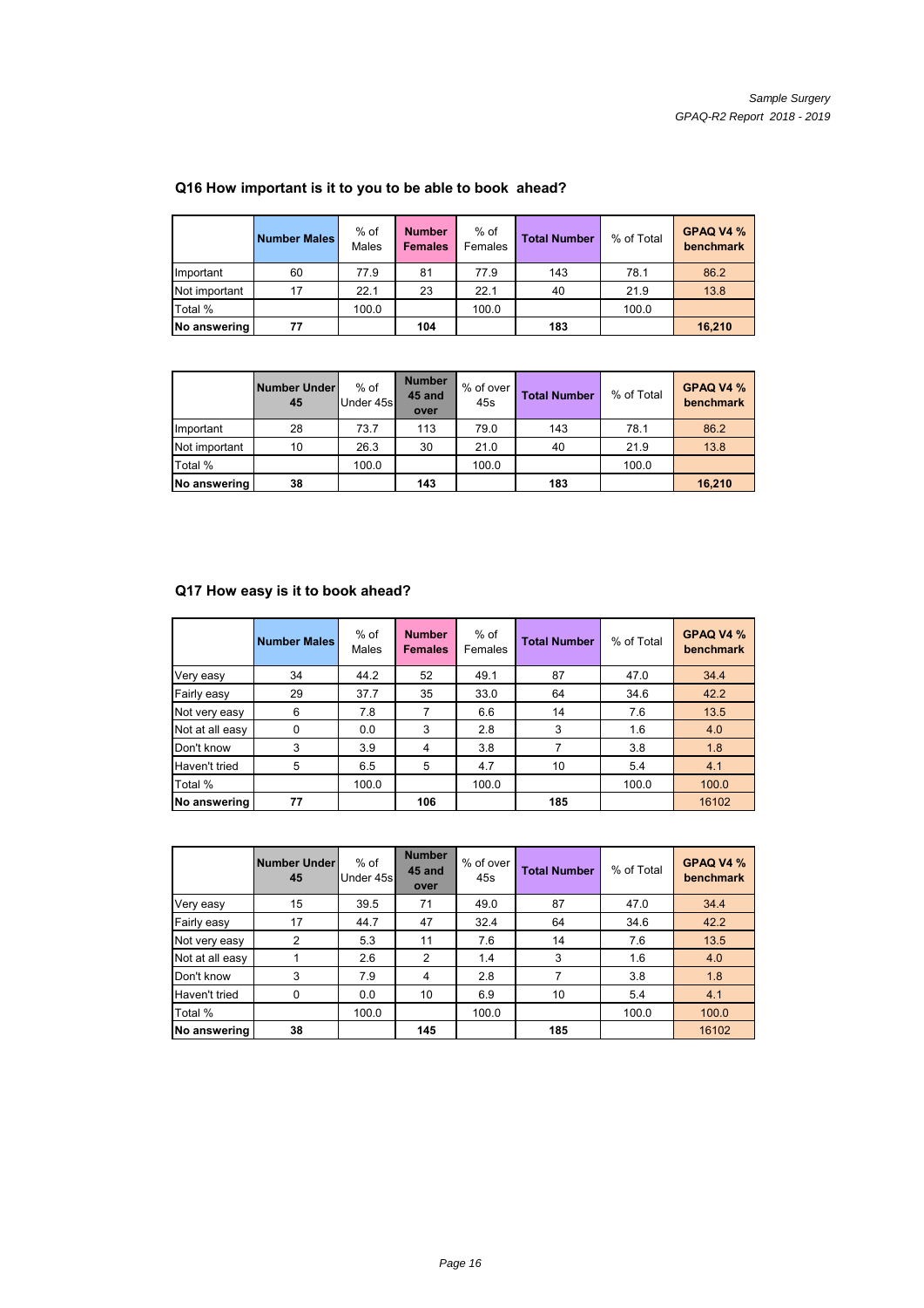## Q16 How important is it to you to be able to book ahead?

| | Number Males | % of Males | Number Females | % of Females | Total Number | % of Total | GPAQ V4 % benchmark |
|---|---|---|---|---|---|---|---|
| Important | 60 | 77.9 | 81 | 77.9 | 143 | 78.1 | 86.2 |
| Not important | 17 | 22.1 | 23 | 22.1 | 40 | 21.9 | 13.8 |
| Total % | | 100.0 | | 100.0 | | 100.0 | |
| **No answering** | **77** | | **104** | | **183** | | **16,210** |

| | Number Under 45 | % of Under 45s | Number 45 and over | % of over 45s | Total Number | % of Total | GPAQ V4 % benchmark |
|---|---|---|---|---|---|---|---|
| Important | 28 | 73.7 | 113 | 79.0 | 143 | 78.1 | 86.2 |
| Not important | 10 | 26.3 | 30 | 21.0 | 40 | 21.9 | 13.8 |
| Total % | | 100.0 | | 100.0 | | 100.0 | |
| **No answering** | **38** | | **143** | | **183** | | **16,210** |

## Q17 How easy is it to book ahead?

| | Number Males | % of Males | Number Females | % of Females | Total Number | % of Total | GPAQ V4 % benchmark |
|---|---|---|---|---|---|---|---|
| Very easy | 34 | 44.2 | 52 | 49.1 | 87 | 47.0 | 34.4 |
| Fairly easy | 29 | 37.7 | 35 | 33.0 | 64 | 34.6 | 42.2 |
| Not very easy | 6 | 7.8 | 7 | 6.6 | 14 | 7.6 | 13.5 |
| Not at all easy | 0 | 0.0 | 3 | 2.8 | 3 | 1.6 | 4.0 |
| Don't know | 3 | 3.9 | 4 | 3.8 | 7 | 3.8 | 1.8 |
| Haven't tried | 5 | 6.5 | 5 | 4.7 | 10 | 5.4 | 4.1 |
| Total % | | 100.0 | | 100.0 | | 100.0 | 100.0 |
| **No answering** | **77** | | **106** | | **185** | | 16102 |

| | Number Under 45 | % of Under 45s | Number 45 and over | % of over 45s | Total Number | % of Total | GPAQ V4 % benchmark |
|---|---|---|---|---|---|---|---|
| Very easy | 15 | 39.5 | 71 | 49.0 | 87 | 47.0 | 34.4 |
| Fairly easy | 17 | 44.7 | 47 | 32.4 | 64 | 34.6 | 42.2 |
| Not very easy | 2 | 5.3 | 11 | 7.6 | 14 | 7.6 | 13.5 |
| Not at all easy | 1 | 2.6 | 2 | 1.4 | 3 | 1.6 | 4.0 |
| Don't know | 3 | 7.9 | 4 | 2.8 | 7 | 3.8 | 1.8 |
| Haven't tried | 0 | 0.0 | 10 | 6.9 | 10 | 5.4 | 4.1 |
| Total % | | 100.0 | | 100.0 | | 100.0 | 100.0 |
| **No answering** | **38** | | **145** | | **185** | | 16102 |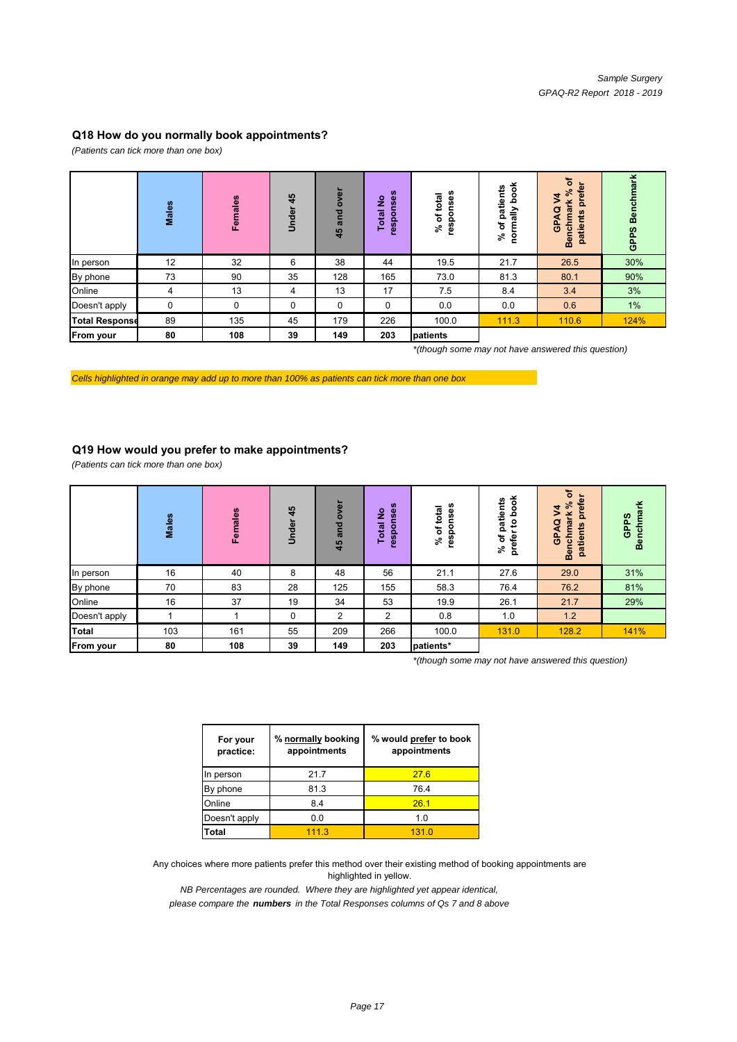### Q18 How do you normally book appointments?

*(Patients can tick more than one box)*

| | Males | Females | Under 45 | 45 and over | Total No responses | % of total responses | % of patients normally book | GPAQ V4 Benchmark % of patients prefer | GPPS Benchmark |
|---|---|---|---|---|---|---|---|---|---|
| In person | 12 | 32 | 6 | 38 | 44 | 19.5 | 21.7 | 26.5 | 30% |
| By phone | 73 | 90 | 35 | 128 | 165 | 73.0 | 81.3 | 80.1 | 90% |
| Online | 4 | 13 | 4 | 13 | 17 | 7.5 | 8.4 | 3.4 | 3% |
| Doesn't apply | 0 | 0 | 0 | 0 | 0 | 0.0 | 0.0 | 0.6 | 1% |
| **Total Response** | 89 | 135 | 45 | 179 | 226 | 100.0 | 111.3 | 110.6 | 124% |
| **From your** | **80** | **108** | **39** | **149** | **203** | **patients** | | | |

*(though some may not have answered this question)

*Cells highlighted in orange may add up to more than 100% as patients can tick more than one box*

### Q19 How would you prefer to make appointments?

*(Patients can tick more than one box)*

| | Males | Females | Under 45 | 45 and over | Total No responses | % of total responses | % of patients prefer to book | GPAQ V4 Benchmark % of patients prefer | GPPS Benchmark |
|---|---|---|---|---|---|---|---|---|---|
| In person | 16 | 40 | 8 | 48 | 56 | 21.1 | 27.6 | 29.0 | 31% |
| By phone | 70 | 83 | 28 | 125 | 155 | 58.3 | 76.4 | 76.2 | 81% |
| Online | 16 | 37 | 19 | 34 | 53 | 19.9 | 26.1 | 21.7 | 29% |
| Doesn't apply | 1 | 1 | 0 | 2 | 2 | 0.8 | 1.0 | 1.2 | |
| **Total** | 103 | 161 | 55 | 209 | 266 | 100.0 | 131.0 | 128.2 | 141% |
| **From your** | **80** | **108** | **39** | **149** | **203** | **patients*** | | | |

*(though some may not have answered this question)

| For your practice: | % normally booking appointments | % would prefer to book appointments |
|---|---|---|
| In person | 21.7 | 27.6 |
| By phone | 81.3 | 76.4 |
| Online | 8.4 | 26.1 |
| Doesn't apply | 0.0 | 1.0 |
| **Total** | 111.3 | 131.0 |

Any choices where more patients prefer this method over their existing method of booking appointments are highlighted in yellow.

*NB Percentages are rounded. Where they are highlighted yet appear identical, please compare the* ***numbers*** *in the Total Responses columns of Qs 7 and 8 above*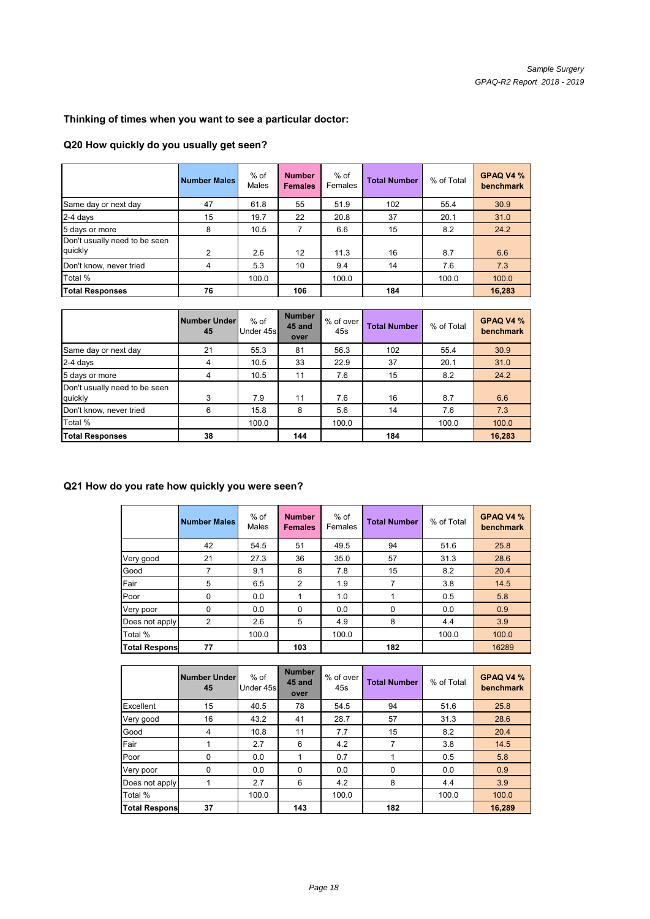### Thinking of times when you want to see a particular doctor:

### Q20 How quickly do you usually get seen?

| | Number Males | % of Males | Number Females | % of Females | Total Number | % of Total | GPAQ V4 % benchmark |
|---|---|---|---|---|---|---|---|
| Same day or next day | 47 | 61.8 | 55 | 51.9 | 102 | 55.4 | 30.9 |
| 2-4 days | 15 | 19.7 | 22 | 20.8 | 37 | 20.1 | 31.0 |
| 5 days or more | 8 | 10.5 | 7 | 6.6 | 15 | 8.2 | 24.2 |
| Don't usually need to be seen quickly | 2 | 2.6 | 12 | 11.3 | 16 | 8.7 | 6.6 |
| Don't know, never tried | 4 | 5.3 | 10 | 9.4 | 14 | 7.6 | 7.3 |
| Total % | | 100.0 | | 100.0 | | 100.0 | 100.0 |
| **Total Responses** | **76** | | **106** | | **184** | | **16,283** |

| | Number Under 45 | % of Under 45s | Number 45 and over | % of over 45s | Total Number | % of Total | GPAQ V4 % benchmark |
|---|---|---|---|---|---|---|---|
| Same day or next day | 21 | 55.3 | 81 | 56.3 | 102 | 55.4 | 30.9 |
| 2-4 days | 4 | 10.5 | 33 | 22.9 | 37 | 20.1 | 31.0 |
| 5 days or more | 4 | 10.5 | 11 | 7.6 | 15 | 8.2 | 24.2 |
| Don't usually need to be seen quickly | 3 | 7.9 | 11 | 7.6 | 16 | 8.7 | 6.6 |
| Don't know, never tried | 6 | 15.8 | 8 | 5.6 | 14 | 7.6 | 7.3 |
| Total % | | 100.0 | | 100.0 | | 100.0 | 100.0 |
| **Total Responses** | **38** | | **144** | | **184** | | **16,283** |

### Q21 How do you rate how quickly you were seen?

| | Number Males | % of Males | Number Females | % of Females | Total Number | % of Total | GPAQ V4 % benchmark |
|---|---|---|---|---|---|---|---|
| | 42 | 54.5 | 51 | 49.5 | 94 | 51.6 | 25.8 |
| Very good | 21 | 27.3 | 36 | 35.0 | 57 | 31.3 | 28.6 |
| Good | 7 | 9.1 | 8 | 7.8 | 15 | 8.2 | 20.4 |
| Fair | 5 | 6.5 | 2 | 1.9 | 7 | 3.8 | 14.5 |
| Poor | 0 | 0.0 | 1 | 1.0 | 1 | 0.5 | 5.8 |
| Very poor | 0 | 0.0 | 0 | 0.0 | 0 | 0.0 | 0.9 |
| Does not apply | 2 | 2.6 | 5 | 4.9 | 8 | 4.4 | 3.9 |
| Total % | | 100.0 | | 100.0 | | 100.0 | 100.0 |
| **Total Respons** | **77** | | **103** | | **182** | | 16289 |

| | Number Under 45 | % of Under 45s | Number 45 and over | % of over 45s | Total Number | % of Total | GPAQ V4 % benchmark |
|---|---|---|---|---|---|---|---|
| Excellent | 15 | 40.5 | 78 | 54.5 | 94 | 51.6 | 25.8 |
| Very good | 16 | 43.2 | 41 | 28.7 | 57 | 31.3 | 28.6 |
| Good | 4 | 10.8 | 11 | 7.7 | 15 | 8.2 | 20.4 |
| Fair | 1 | 2.7 | 6 | 4.2 | 7 | 3.8 | 14.5 |
| Poor | 0 | 0.0 | 1 | 0.7 | 1 | 0.5 | 5.8 |
| Very poor | 0 | 0.0 | 0 | 0.0 | 0 | 0.0 | 0.9 |
| Does not apply | 1 | 2.7 | 6 | 4.2 | 8 | 4.4 | 3.9 |
| Total % | | 100.0 | | 100.0 | | 100.0 | 100.0 |
| **Total Respons** | **37** | | **143** | | **182** | | **16,289** |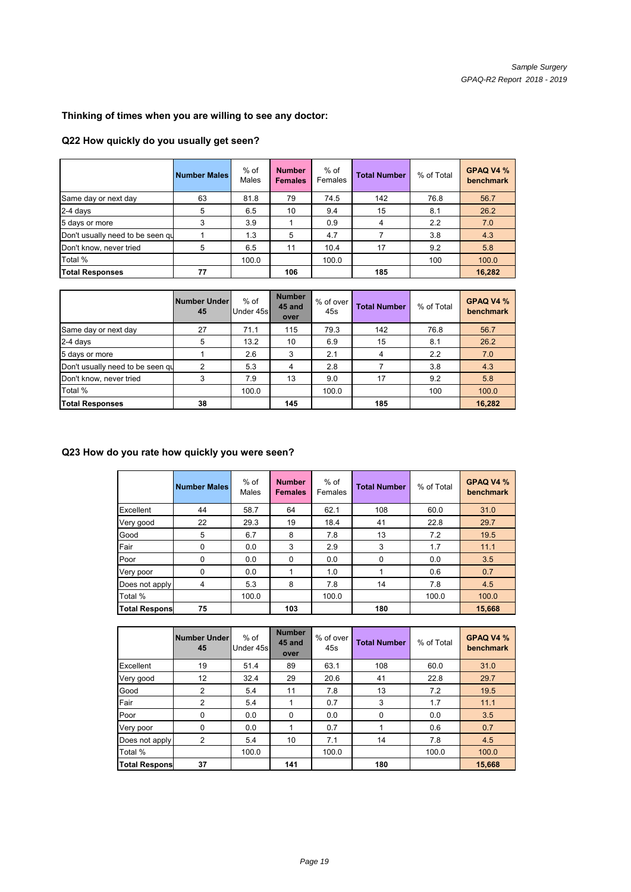### Thinking of times when you are willing to see any doctor:

### Q22 How quickly do you usually get seen?

| | Number Males | % of Males | Number Females | % of Females | Total Number | % of Total | GPAQ V4 % benchmark |
|---|---|---|---|---|---|---|---|
| Same day or next day | 63 | 81.8 | 79 | 74.5 | 142 | 76.8 | 56.7 |
| 2-4 days | 5 | 6.5 | 10 | 9.4 | 15 | 8.1 | 26.2 |
| 5 days or more | 3 | 3.9 | 1 | 0.9 | 4 | 2.2 | 7.0 |
| Don't usually need to be seen qu | 1 | 1.3 | 5 | 4.7 | 7 | 3.8 | 4.3 |
| Don't know, never tried | 5 | 6.5 | 11 | 10.4 | 17 | 9.2 | 5.8 |
| Total % | | 100.0 | | 100.0 | | 100 | 100.0 |
| **Total Responses** | **77** | | **106** | | **185** | | **16,282** |

| | Number Under 45 | % of Under 45s | Number 45 and over | % of over 45s | Total Number | % of Total | GPAQ V4 % benchmark |
|---|---|---|---|---|---|---|---|
| Same day or next day | 27 | 71.1 | 115 | 79.3 | 142 | 76.8 | 56.7 |
| 2-4 days | 5 | 13.2 | 10 | 6.9 | 15 | 8.1 | 26.2 |
| 5 days or more | 1 | 2.6 | 3 | 2.1 | 4 | 2.2 | 7.0 |
| Don't usually need to be seen qu | 2 | 5.3 | 4 | 2.8 | 7 | 3.8 | 4.3 |
| Don't know, never tried | 3 | 7.9 | 13 | 9.0 | 17 | 9.2 | 5.8 |
| Total % | | 100.0 | | 100.0 | | 100 | 100.0 |
| **Total Responses** | **38** | | **145** | | **185** | | **16,282** |

### Q23 How do you rate how quickly you were seen?

| | Number Males | % of Males | Number Females | % of Females | Total Number | % of Total | GPAQ V4 % benchmark |
|---|---|---|---|---|---|---|---|
| Excellent | 44 | 58.7 | 64 | 62.1 | 108 | 60.0 | 31.0 |
| Very good | 22 | 29.3 | 19 | 18.4 | 41 | 22.8 | 29.7 |
| Good | 5 | 6.7 | 8 | 7.8 | 13 | 7.2 | 19.5 |
| Fair | 0 | 0.0 | 3 | 2.9 | 3 | 1.7 | 11.1 |
| Poor | 0 | 0.0 | 0 | 0.0 | 0 | 0.0 | 3.5 |
| Very poor | 0 | 0.0 | 1 | 1.0 | 1 | 0.6 | 0.7 |
| Does not apply | 4 | 5.3 | 8 | 7.8 | 14 | 7.8 | 4.5 |
| Total % | | 100.0 | | 100.0 | | 100.0 | 100.0 |
| **Total Respons** | **75** | | **103** | | **180** | | **15,668** |

| | Number Under 45 | % of Under 45s | Number 45 and over | % of over 45s | Total Number | % of Total | GPAQ V4 % benchmark |
|---|---|---|---|---|---|---|---|
| Excellent | 19 | 51.4 | 89 | 63.1 | 108 | 60.0 | 31.0 |
| Very good | 12 | 32.4 | 29 | 20.6 | 41 | 22.8 | 29.7 |
| Good | 2 | 5.4 | 11 | 7.8 | 13 | 7.2 | 19.5 |
| Fair | 2 | 5.4 | 1 | 0.7 | 3 | 1.7 | 11.1 |
| Poor | 0 | 0.0 | 0 | 0.0 | 0 | 0.0 | 3.5 |
| Very poor | 0 | 0.0 | 1 | 0.7 | 1 | 0.6 | 0.7 |
| Does not apply | 2 | 5.4 | 10 | 7.1 | 14 | 7.8 | 4.5 |
| Total % | | 100.0 | | 100.0 | | 100.0 | 100.0 |
| **Total Respons** | **37** | | **141** | | **180** | | **15,668** |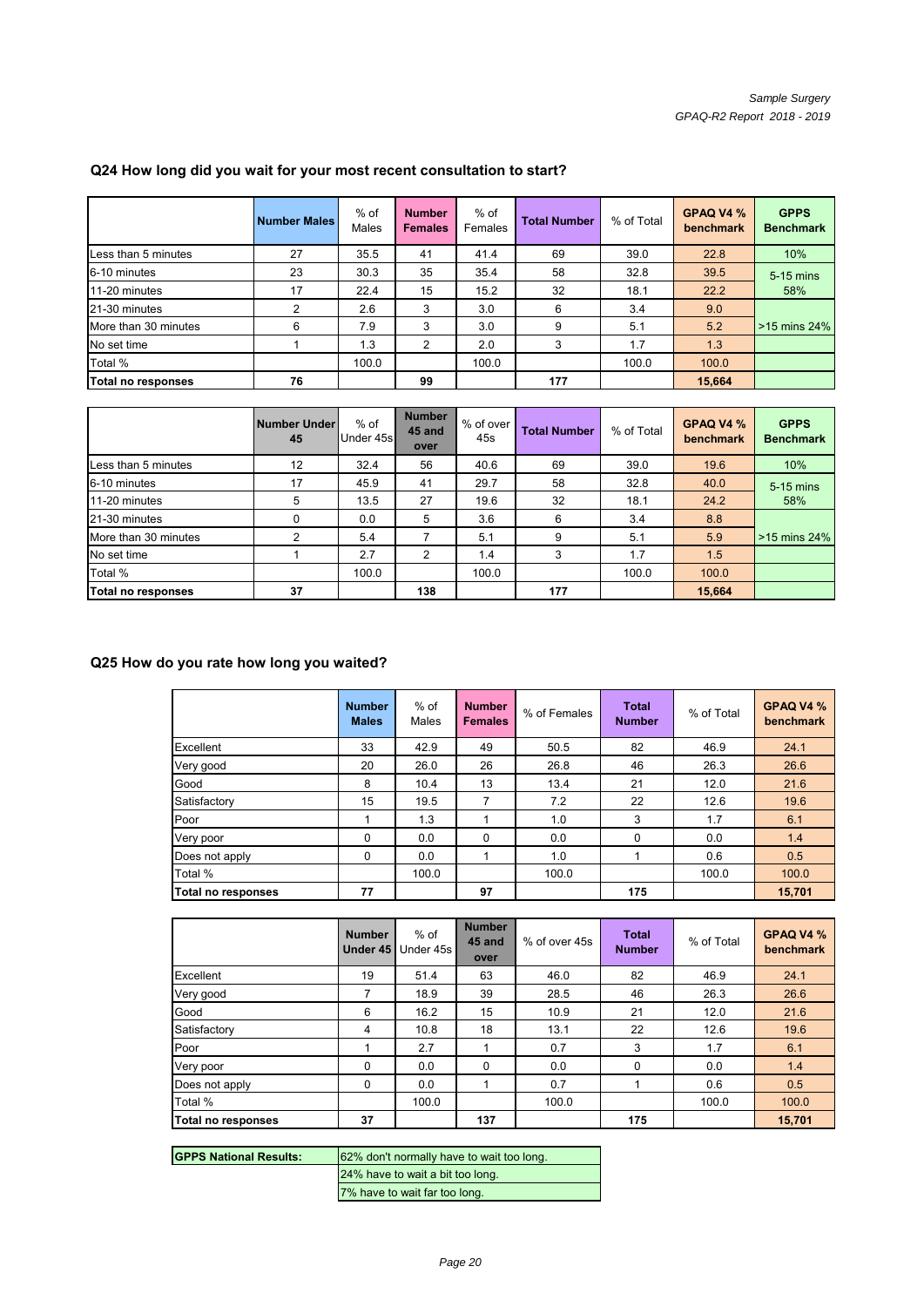## Q24 How long did you wait for your most recent consultation to start?

| | Number Males | % of Males | Number Females | % of Females | Total Number | % of Total | GPAQ V4 % benchmark | GPPS Benchmark |
|---|---|---|---|---|---|---|---|---|
| Less than 5 minutes | 27 | 35.5 | 41 | 41.4 | 69 | 39.0 | 22.8 | 10% |
| 6-10 minutes | 23 | 30.3 | 35 | 35.4 | 58 | 32.8 | 39.5 | 5-15 mins 58% |
| 11-20 minutes | 17 | 22.4 | 15 | 15.2 | 32 | 18.1 | 22.2 | |
| 21-30 minutes | 2 | 2.6 | 3 | 3.0 | 6 | 3.4 | 9.0 | |
| More than 30 minutes | 6 | 7.9 | 3 | 3.0 | 9 | 5.1 | 5.2 | >15 mins 24% |
| No set time | 1 | 1.3 | 2 | 2.0 | 3 | 1.7 | 1.3 | |
| Total % | | 100.0 | | 100.0 | | 100.0 | 100.0 | |
| **Total no responses** | **76** | | **99** | | **177** | | **15,664** | |

| | Number Under 45 | % of Under 45s | Number 45 and over | % of over 45s | Total Number | % of Total | GPAQ V4 % benchmark | GPPS Benchmark |
|---|---|---|---|---|---|---|---|---|
| Less than 5 minutes | 12 | 32.4 | 56 | 40.6 | 69 | 39.0 | 19.6 | 10% |
| 6-10 minutes | 17 | 45.9 | 41 | 29.7 | 58 | 32.8 | 40.0 | 5-15 mins 58% |
| 11-20 minutes | 5 | 13.5 | 27 | 19.6 | 32 | 18.1 | 24.2 | |
| 21-30 minutes | 0 | 0.0 | 5 | 3.6 | 6 | 3.4 | 8.8 | |
| More than 30 minutes | 2 | 5.4 | 7 | 5.1 | 9 | 5.1 | 5.9 | >15 mins 24% |
| No set time | 1 | 2.7 | 2 | 1.4 | 3 | 1.7 | 1.5 | |
| Total % | | 100.0 | | 100.0 | | 100.0 | 100.0 | |
| **Total no responses** | **37** | | **138** | | **177** | | **15,664** | |

## Q25 How do you rate how long you waited?

| | Number Males | % of Males | Number Females | % of Females | Total Number | % of Total | GPAQ V4 % benchmark |
|---|---|---|---|---|---|---|---|
| Excellent | 33 | 42.9 | 49 | 50.5 | 82 | 46.9 | 24.1 |
| Very good | 20 | 26.0 | 26 | 26.8 | 46 | 26.3 | 26.6 |
| Good | 8 | 10.4 | 13 | 13.4 | 21 | 12.0 | 21.6 |
| Satisfactory | 15 | 19.5 | 7 | 7.2 | 22 | 12.6 | 19.6 |
| Poor | 1 | 1.3 | 1 | 1.0 | 3 | 1.7 | 6.1 |
| Very poor | 0 | 0.0 | 0 | 0.0 | 0 | 0.0 | 1.4 |
| Does not apply | 0 | 0.0 | 1 | 1.0 | 1 | 0.6 | 0.5 |
| Total % | | 100.0 | | 100.0 | | 100.0 | 100.0 |
| **Total no responses** | **77** | | **97** | | **175** | | **15,701** |

| | Number Under 45 | % of Under 45s | Number 45 and over | % of over 45s | Total Number | % of Total | GPAQ V4 % benchmark |
|---|---|---|---|---|---|---|---|
| Excellent | 19 | 51.4 | 63 | 46.0 | 82 | 46.9 | 24.1 |
| Very good | 7 | 18.9 | 39 | 28.5 | 46 | 26.3 | 26.6 |
| Good | 6 | 16.2 | 15 | 10.9 | 21 | 12.0 | 21.6 |
| Satisfactory | 4 | 10.8 | 18 | 13.1 | 22 | 12.6 | 19.6 |
| Poor | 1 | 2.7 | 1 | 0.7 | 3 | 1.7 | 6.1 |
| Very poor | 0 | 0.0 | 0 | 0.0 | 0 | 0.0 | 1.4 |
| Does not apply | 0 | 0.0 | 1 | 0.7 | 1 | 0.6 | 0.5 |
| Total % | | 100.0 | | 100.0 | | 100.0 | 100.0 |
| **Total no responses** | **37** | | **137** | | **175** | | **15,701** |

| **GPPS National Results:** | 62% don't normally have to wait too long. |
|---|---|
| | 24% have to wait a bit too long. |
| | 7% have to wait far too long. |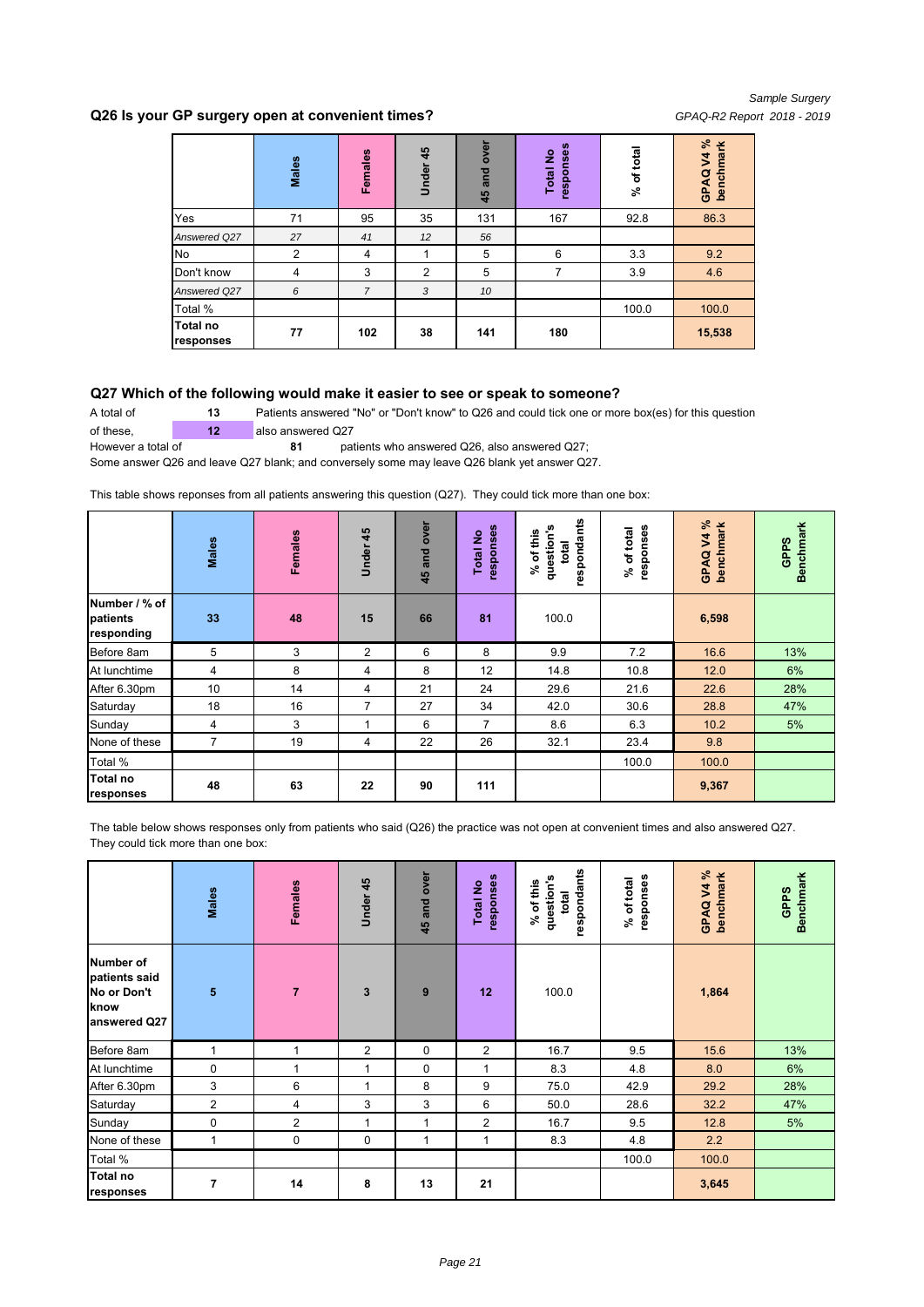## Q26 Is your GP surgery open at convenient times?

| | Males | Females | Under 45 | 45 and over | Total No responses | % of total | GPAQ V4 % benchmark |
|---|---|---|---|---|---|---|---|
| Yes | 71 | 95 | 35 | 131 | 167 | 92.8 | 86.3 |
| *Answered Q27* | *27* | *41* | *12* | *56* | | | |
| No | 2 | 4 | 1 | 5 | 6 | 3.3 | 9.2 |
| Don't know | 4 | 3 | 2 | 5 | 7 | 3.9 | 4.6 |
| *Answered Q27* | *6* | *7* | *3* | *10* | | | |
| Total % | | | | | | 100.0 | 100.0 |
| **Total no responses** | **77** | **102** | **38** | **141** | **180** | | **15,538** |

## Q27 Which of the following would make it easier to see or speak to someone?

A total of **13** Patients answered "No" or "Don't know" to Q26 and could tick one or more box(es) for this question

of these, **12** also answered Q27

However a total of **81** patients who answered Q26, also answered Q27;

Some answer Q26 and leave Q27 blank; and conversely some may leave Q26 blank yet answer Q27.

This table shows reponses from all patients answering this question (Q27). They could tick more than one box:

| | Males | Females | Under 45 | 45 and over | Total No responses | % of this question's total respondants | % of total responses | GPAQ V4 % benchmark | GPPS Benchmark |
|---|---|---|---|---|---|---|---|---|---|
| **Number / % of patients responding** | **33** | **48** | **15** | **66** | **81** | 100.0 | | **6,598** | |
| Before 8am | 5 | 3 | 2 | 6 | 8 | 9.9 | 7.2 | 16.6 | 13% |
| At lunchtime | 4 | 8 | 4 | 8 | 12 | 14.8 | 10.8 | 12.0 | 6% |
| After 6.30pm | 10 | 14 | 4 | 21 | 24 | 29.6 | 21.6 | 22.6 | 28% |
| Saturday | 18 | 16 | 7 | 27 | 34 | 42.0 | 30.6 | 28.8 | 47% |
| Sunday | 4 | 3 | 1 | 6 | 7 | 8.6 | 6.3 | 10.2 | 5% |
| None of these | 7 | 19 | 4 | 22 | 26 | 32.1 | 23.4 | 9.8 | |
| Total % | | | | | | | 100.0 | 100.0 | |
| **Total no responses** | **48** | **63** | **22** | **90** | **111** | | | **9,367** | |

The table below shows responses only from patients who said (Q26) the practice was not open at convenient times and also answered Q27. They could tick more than one box:

| | Males | Females | Under 45 | 45 and over | Total No responses | % of this question's total respondants | % of total responses | GPAQ V4 % benchmark | GPPS Benchmark |
|---|---|---|---|---|---|---|---|---|---|
| **Number of patients said No or Don't know answered Q27** | **5** | **7** | **3** | **9** | **12** | 100.0 | | **1,864** | |
| Before 8am | 1 | 1 | 2 | 0 | 2 | 16.7 | 9.5 | 15.6 | 13% |
| At lunchtime | 0 | 1 | 1 | 0 | 1 | 8.3 | 4.8 | 8.0 | 6% |
| After 6.30pm | 3 | 6 | 1 | 8 | 9 | 75.0 | 42.9 | 29.2 | 28% |
| Saturday | 2 | 4 | 3 | 3 | 6 | 50.0 | 28.6 | 32.2 | 47% |
| Sunday | 0 | 2 | 1 | 1 | 2 | 16.7 | 9.5 | 12.8 | 5% |
| None of these | 1 | 0 | 0 | 1 | 1 | 8.3 | 4.8 | 2.2 | |
| Total % | | | | | | | 100.0 | 100.0 | |
| **Total no responses** | **7** | **14** | **8** | **13** | **21** | | | **3,645** | |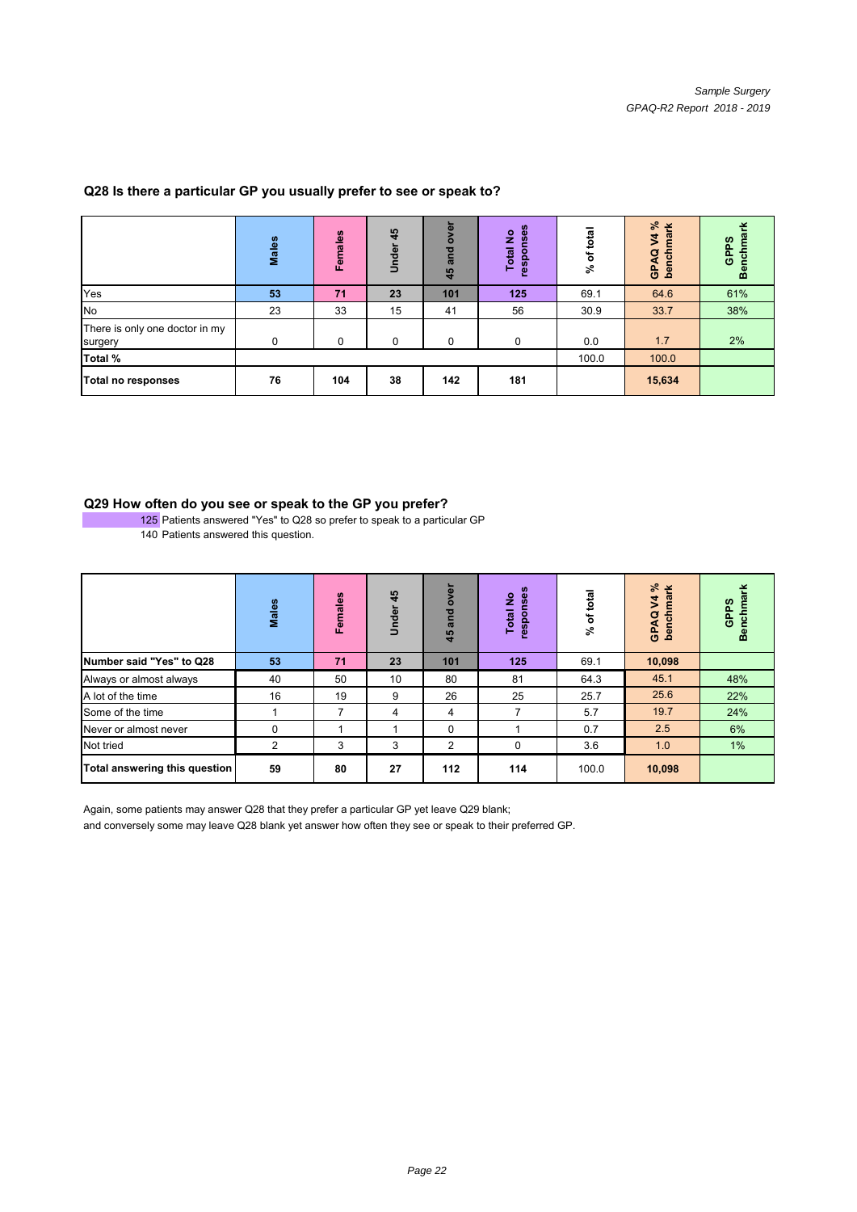### Q28 Is there a particular GP you usually prefer to see or speak to?

| | Males | Females | Under 45 | 45 and over | Total No responses | % of total | GPAQ V4 % benchmark | GPPS Benchmark |
|---|---|---|---|---|---|---|---|---|
| Yes | **53** | **71** | **23** | **101** | **125** | 69.1 | 64.6 | 61% |
| No | 23 | 33 | 15 | 41 | 56 | 30.9 | 33.7 | 38% |
| There is only one doctor in my surgery | 0 | 0 | 0 | 0 | 0 | 0.0 | 1.7 | 2% |
| **Total %** | | | | | | 100.0 | 100.0 | |
| **Total no responses** | **76** | **104** | **38** | **142** | **181** | | **15,634** | |

### Q29 How often do you see or speak to the GP you prefer?

125 Patients answered "Yes" to Q28 so prefer to speak to a particular GP

140 Patients answered this question.

| | Males | Females | Under 45 | 45 and over | Total No responses | % of total | GPAQ V4 % benchmark | GPPS Benchmark |
|---|---|---|---|---|---|---|---|---|
| **Number said "Yes" to Q28** | **53** | **71** | **23** | **101** | **125** | 69.1 | **10,098** | |
| Always or almost always | 40 | 50 | 10 | 80 | 81 | 64.3 | 45.1 | 48% |
| A lot of the time | 16 | 19 | 9 | 26 | 25 | 25.7 | 25.6 | 22% |
| Some of the time | 1 | 7 | 4 | 4 | 7 | 5.7 | 19.7 | 24% |
| Never or almost never | 0 | 1 | 1 | 0 | 1 | 0.7 | 2.5 | 6% |
| Not tried | 2 | 3 | 3 | 2 | 0 | 3.6 | 1.0 | 1% |
| **Total answering this question** | **59** | **80** | **27** | **112** | **114** | 100.0 | **10,098** | |

Again, some patients may answer Q28 that they prefer a particular GP yet leave Q29 blank;
and conversely some may leave Q28 blank yet answer how often they see or speak to their preferred GP.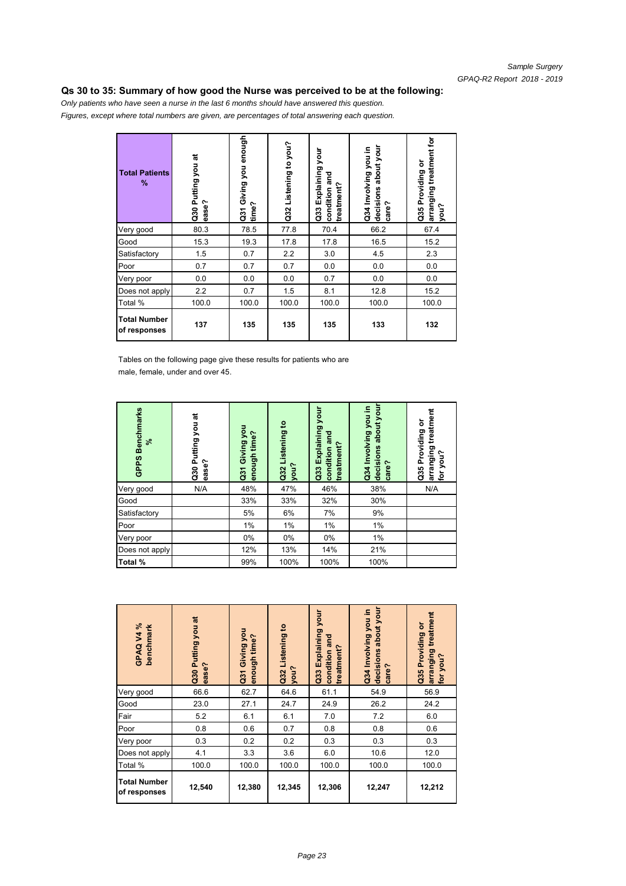## Qs 30 to 35: Summary of how good the Nurse was perceived to be at the following:

*Only patients who have seen a nurse in the last 6 months should have answered this question.*
*Figures, except where total numbers are given, are percentages of total answering each question.*

| Total Patients % | Q30 Putting you at ease? | Q31 Giving you enough time? | Q32 Listening to you? | Q33 Explaining your condition and treatment? | Q34 Involving you in decisions about your care? | Q35 Providing or arranging treatment for you? |
|---|---|---|---|---|---|---|
| Very good | 80.3 | 78.5 | 77.8 | 70.4 | 66.2 | 67.4 |
| Good | 15.3 | 19.3 | 17.8 | 17.8 | 16.5 | 15.2 |
| Satisfactory | 1.5 | 0.7 | 2.2 | 3.0 | 4.5 | 2.3 |
| Poor | 0.7 | 0.7 | 0.7 | 0.0 | 0.0 | 0.0 |
| Very poor | 0.0 | 0.0 | 0.0 | 0.7 | 0.0 | 0.0 |
| Does not apply | 2.2 | 0.7 | 1.5 | 8.1 | 12.8 | 15.2 |
| Total % | 100.0 | 100.0 | 100.0 | 100.0 | 100.0 | 100.0 |
| **Total Number of responses** | **137** | **135** | **135** | **135** | **133** | **132** |

Tables on the following page give these results for patients who are male, female, under and over 45.

| GPPS Benchmarks % | Q30 Putting you at ease? | Q31 Giving you enough time? | Q32 Listening to you? | Q33 Explaining your condition and treatment? | Q34 Involving you in decisions about your care? | Q35 Providing or arranging treatment for you? |
|---|---|---|---|---|---|---|
| Very good | N/A | 48% | 47% | 46% | 38% | N/A |
| Good | | 33% | 33% | 32% | 30% | |
| Satisfactory | | 5% | 6% | 7% | 9% | |
| Poor | | 1% | 1% | 1% | 1% | |
| Very poor | | 0% | 0% | 0% | 1% | |
| Does not apply | | 12% | 13% | 14% | 21% | |
| **Total %** | | 99% | 100% | 100% | 100% | |

| GPAQ V4 % benchmark | Q30 Putting you at ease? | Q31 Giving you enough time? | Q32 Listening to you? | Q33 Explaining your condition and treatment? | Q34 Involving you in decisions about your care? | Q35 Providing or arranging treatment for you? |
|---|---|---|---|---|---|---|
| Very good | 66.6 | 62.7 | 64.6 | 61.1 | 54.9 | 56.9 |
| Good | 23.0 | 27.1 | 24.7 | 24.9 | 26.2 | 24.2 |
| Fair | 5.2 | 6.1 | 6.1 | 7.0 | 7.2 | 6.0 |
| Poor | 0.8 | 0.6 | 0.7 | 0.8 | 0.8 | 0.6 |
| Very poor | 0.3 | 0.2 | 0.2 | 0.3 | 0.3 | 0.3 |
| Does not apply | 4.1 | 3.3 | 3.6 | 6.0 | 10.6 | 12.0 |
| Total % | 100.0 | 100.0 | 100.0 | 100.0 | 100.0 | 100.0 |
| **Total Number of responses** | **12,540** | **12,380** | **12,345** | **12,306** | **12,247** | **12,212** |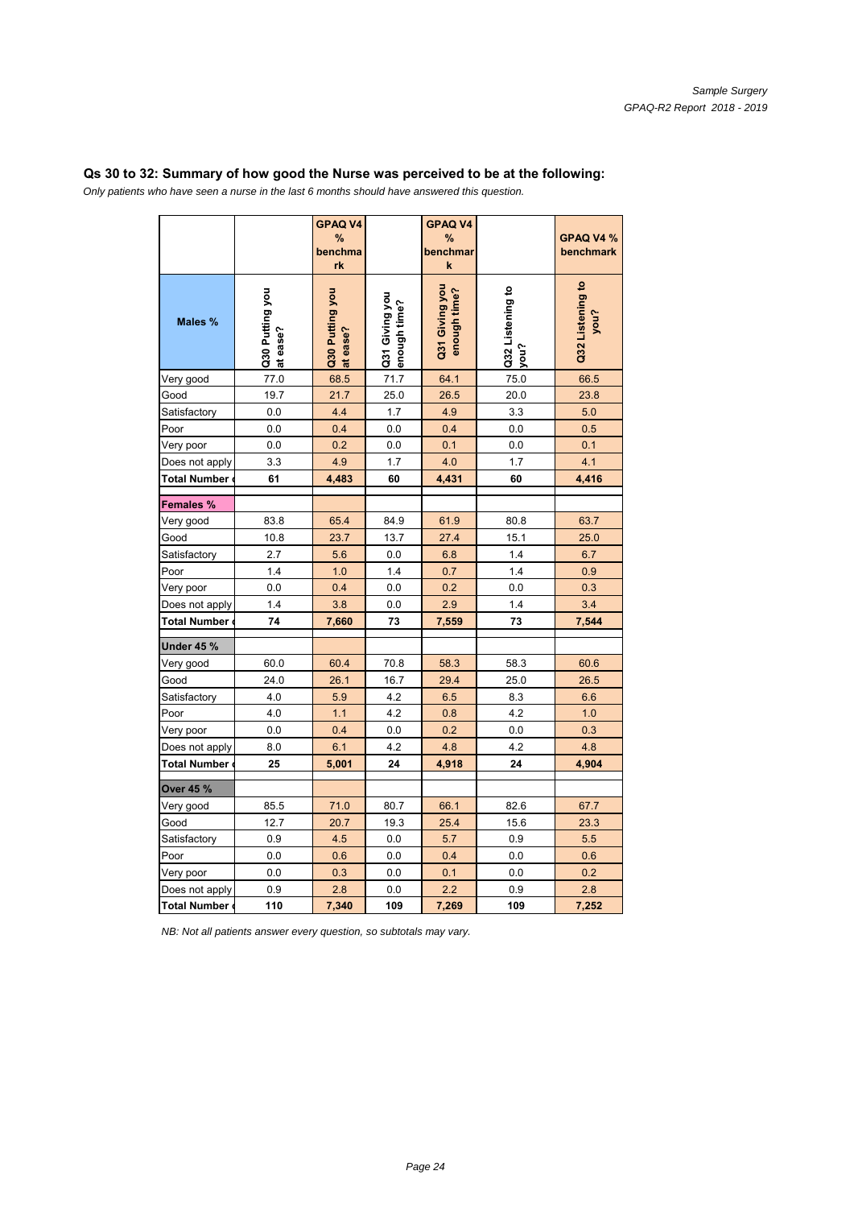## Qs 30 to 32: Summary of how good the Nurse was perceived to be at the following:

*Only patients who have seen a nurse in the last 6 months should have answered this question.*

| | | GPAQ V4 % benchmark | | GPAQ V4 % benchmark | | GPAQ V4 % benchmark |
|---|---|---|---|---|---|---|
| **Males %** | **Q30 Putting you at ease?** | **Q30 Putting you at ease?** | **Q31 Giving you enough time?** | **Q31 Giving you enough time?** | **Q32 Listening to you?** | **Q32 Listening to you?** |
| Very good | 77.0 | 68.5 | 71.7 | 64.1 | 75.0 | 66.5 |
| Good | 19.7 | 21.7 | 25.0 | 26.5 | 20.0 | 23.8 |
| Satisfactory | 0.0 | 4.4 | 1.7 | 4.9 | 3.3 | 5.0 |
| Poor | 0.0 | 0.4 | 0.0 | 0.4 | 0.0 | 0.5 |
| Very poor | 0.0 | 0.2 | 0.0 | 0.1 | 0.0 | 0.1 |
| Does not apply | 3.3 | 4.9 | 1.7 | 4.0 | 1.7 | 4.1 |
| **Total Number** | **61** | **4,483** | **60** | **4,431** | **60** | **4,416** |
| **Females %** | | | | | | |
| Very good | 83.8 | 65.4 | 84.9 | 61.9 | 80.8 | 63.7 |
| Good | 10.8 | 23.7 | 13.7 | 27.4 | 15.1 | 25.0 |
| Satisfactory | 2.7 | 5.6 | 0.0 | 6.8 | 1.4 | 6.7 |
| Poor | 1.4 | 1.0 | 1.4 | 0.7 | 1.4 | 0.9 |
| Very poor | 0.0 | 0.4 | 0.0 | 0.2 | 0.0 | 0.3 |
| Does not apply | 1.4 | 3.8 | 0.0 | 2.9 | 1.4 | 3.4 |
| **Total Number** | **74** | **7,660** | **73** | **7,559** | **73** | **7,544** |
| **Under 45 %** | | | | | | |
| Very good | 60.0 | 60.4 | 70.8 | 58.3 | 58.3 | 60.6 |
| Good | 24.0 | 26.1 | 16.7 | 29.4 | 25.0 | 26.5 |
| Satisfactory | 4.0 | 5.9 | 4.2 | 6.5 | 8.3 | 6.6 |
| Poor | 4.0 | 1.1 | 4.2 | 0.8 | 4.2 | 1.0 |
| Very poor | 0.0 | 0.4 | 0.0 | 0.2 | 0.0 | 0.3 |
| Does not apply | 8.0 | 6.1 | 4.2 | 4.8 | 4.2 | 4.8 |
| **Total Number** | **25** | **5,001** | **24** | **4,918** | **24** | **4,904** |
| **Over 45 %** | | | | | | |
| Very good | 85.5 | 71.0 | 80.7 | 66.1 | 82.6 | 67.7 |
| Good | 12.7 | 20.7 | 19.3 | 25.4 | 15.6 | 23.3 |
| Satisfactory | 0.9 | 4.5 | 0.0 | 5.7 | 0.9 | 5.5 |
| Poor | 0.0 | 0.6 | 0.0 | 0.4 | 0.0 | 0.6 |
| Very poor | 0.0 | 0.3 | 0.0 | 0.1 | 0.0 | 0.2 |
| Does not apply | 0.9 | 2.8 | 0.0 | 2.2 | 0.9 | 2.8 |
| **Total Number** | **110** | **7,340** | **109** | **7,269** | **109** | **7,252** |

*NB: Not all patients answer every question, so subtotals may vary.*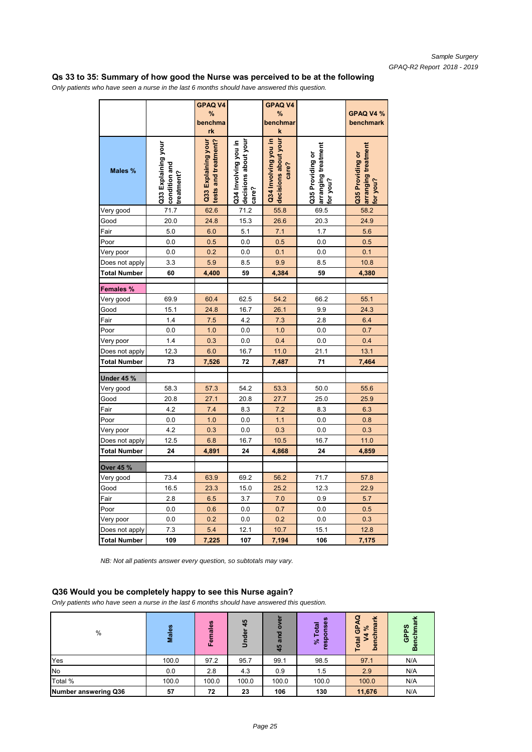### Qs 33 to 35: Summary of how good the Nurse was perceived to be at the following

*Only patients who have seen a nurse in the last 6 months should have answered this question.*

| | | GPAQ V4 % benchmark | | GPAQ V4 % benchmark | | GPAQ V4 % benchmark |
|---|---|---|---|---|---|---|
| **Males %** | Q33 Explaining your condition and treatment? | Q33 Explaining your tests and treatment? | Q34 Involving you in decisions about your care? | Q34 Involving you in decisions about your care? | Q35 Providing or arranging treatment for you? | Q35 Providing or arranging treatment for you? |
| Very good | 71.7 | 62.6 | 71.2 | 55.8 | 69.5 | 58.2 |
| Good | 20.0 | 24.8 | 15.3 | 26.6 | 20.3 | 24.9 |
| Fair | 5.0 | 6.0 | 5.1 | 7.1 | 1.7 | 5.6 |
| Poor | 0.0 | 0.5 | 0.0 | 0.5 | 0.0 | 0.5 |
| Very poor | 0.0 | 0.2 | 0.0 | 0.1 | 0.0 | 0.1 |
| Does not apply | 3.3 | 5.9 | 8.5 | 9.9 | 8.5 | 10.8 |
| **Total Number** | **60** | **4,400** | **59** | **4,384** | **59** | **4,380** |
| **Females %** | | | | | | |
| Very good | 69.9 | 60.4 | 62.5 | 54.2 | 66.2 | 55.1 |
| Good | 15.1 | 24.8 | 16.7 | 26.1 | 9.9 | 24.3 |
| Fair | 1.4 | 7.5 | 4.2 | 7.3 | 2.8 | 6.4 |
| Poor | 0.0 | 1.0 | 0.0 | 1.0 | 0.0 | 0.7 |
| Very poor | 1.4 | 0.3 | 0.0 | 0.4 | 0.0 | 0.4 |
| Does not apply | 12.3 | 6.0 | 16.7 | 11.0 | 21.1 | 13.1 |
| **Total Number** | **73** | **7,526** | **72** | **7,487** | **71** | **7,464** |
| **Under 45 %** | | | | | | |
| Very good | 58.3 | 57.3 | 54.2 | 53.3 | 50.0 | 55.6 |
| Good | 20.8 | 27.1 | 20.8 | 27.7 | 25.0 | 25.9 |
| Fair | 4.2 | 7.4 | 8.3 | 7.2 | 8.3 | 6.3 |
| Poor | 0.0 | 1.0 | 0.0 | 1.1 | 0.0 | 0.8 |
| Very poor | 4.2 | 0.3 | 0.0 | 0.3 | 0.0 | 0.3 |
| Does not apply | 12.5 | 6.8 | 16.7 | 10.5 | 16.7 | 11.0 |
| **Total Number** | **24** | **4,891** | **24** | **4,868** | **24** | **4,859** |
| **Over 45 %** | | | | | | |
| Very good | 73.4 | 63.9 | 69.2 | 56.2 | 71.7 | 57.8 |
| Good | 16.5 | 23.3 | 15.0 | 25.2 | 12.3 | 22.9 |
| Fair | 2.8 | 6.5 | 3.7 | 7.0 | 0.9 | 5.7 |
| Poor | 0.0 | 0.6 | 0.0 | 0.7 | 0.0 | 0.5 |
| Very poor | 0.0 | 0.2 | 0.0 | 0.2 | 0.0 | 0.3 |
| Does not apply | 7.3 | 5.4 | 12.1 | 10.7 | 15.1 | 12.8 |
| **Total Number** | **109** | **7,225** | **107** | **7,194** | **106** | **7,175** |

*NB: Not all patients answer every question, so subtotals may vary.*

### Q36 Would you be completely happy to see this Nurse again?

*Only patients who have seen a nurse in the last 6 months should have answered this question.*

| % | Males | Females | Under 45 | 45 and over | % Total responses | Total GPAQ V4 % benchmark | GPPS Benchmark |
|---|---|---|---|---|---|---|---|
| Yes | 100.0 | 97.2 | 95.7 | 99.1 | 98.5 | 97.1 | N/A |
| No | 0.0 | 2.8 | 4.3 | 0.9 | 1.5 | 2.9 | N/A |
| Total % | 100.0 | 100.0 | 100.0 | 100.0 | 100.0 | 100.0 | N/A |
| **Number answering Q36** | **57** | **72** | **23** | **106** | **130** | **11,676** | N/A |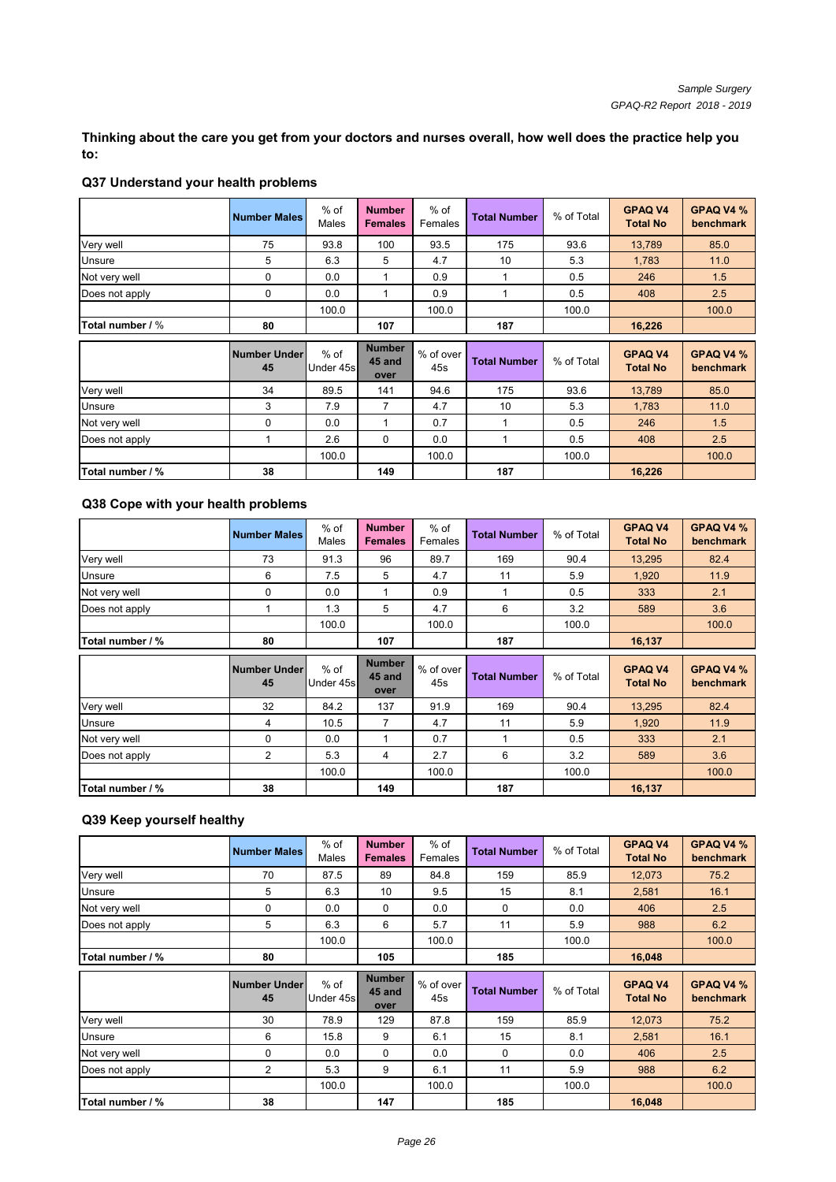**Thinking about the care you get from your doctors and nurses overall, how well does the practice help you to:**

### Q37 Understand your health problems

| | Number Males | % of Males | Number Females | % of Females | Total Number | % of Total | GPAQ V4 Total No | GPAQ V4 % benchmark |
|---|---|---|---|---|---|---|---|---|
| Very well | 75 | 93.8 | 100 | 93.5 | 175 | 93.6 | 13,789 | 85.0 |
| Unsure | 5 | 6.3 | 5 | 4.7 | 10 | 5.3 | 1,783 | 11.0 |
| Not very well | 0 | 0.0 | 1 | 0.9 | 1 | 0.5 | 246 | 1.5 |
| Does not apply | 0 | 0.0 | 1 | 0.9 | 1 | 0.5 | 408 | 2.5 |
| | | 100.0 | | 100.0 | | 100.0 | | 100.0 |
| **Total number / %** | **80** | | **107** | | **187** | | **16,226** | |

| | Number Under 45 | % of Under 45s | Number 45 and over | % of over 45s | Total Number | % of Total | GPAQ V4 Total No | GPAQ V4 % benchmark |
|---|---|---|---|---|---|---|---|---|
| Very well | 34 | 89.5 | 141 | 94.6 | 175 | 93.6 | 13,789 | 85.0 |
| Unsure | 3 | 7.9 | 7 | 4.7 | 10 | 5.3 | 1,783 | 11.0 |
| Not very well | 0 | 0.0 | 1 | 0.7 | 1 | 0.5 | 246 | 1.5 |
| Does not apply | 1 | 2.6 | 0 | 0.0 | 1 | 0.5 | 408 | 2.5 |
| | | 100.0 | | 100.0 | | 100.0 | | 100.0 |
| **Total number / %** | **38** | | **149** | | **187** | | **16,226** | |

### Q38 Cope with your health problems

| | Number Males | % of Males | Number Females | % of Females | Total Number | % of Total | GPAQ V4 Total No | GPAQ V4 % benchmark |
|---|---|---|---|---|---|---|---|---|
| Very well | 73 | 91.3 | 96 | 89.7 | 169 | 90.4 | 13,295 | 82.4 |
| Unsure | 6 | 7.5 | 5 | 4.7 | 11 | 5.9 | 1,920 | 11.9 |
| Not very well | 0 | 0.0 | 1 | 0.9 | 1 | 0.5 | 333 | 2.1 |
| Does not apply | 1 | 1.3 | 5 | 4.7 | 6 | 3.2 | 589 | 3.6 |
| | | 100.0 | | 100.0 | | 100.0 | | 100.0 |
| **Total number / %** | **80** | | **107** | | **187** | | **16,137** | |

| | Number Under 45 | % of Under 45s | Number 45 and over | % of over 45s | Total Number | % of Total | GPAQ V4 Total No | GPAQ V4 % benchmark |
|---|---|---|---|---|---|---|---|---|
| Very well | 32 | 84.2 | 137 | 91.9 | 169 | 90.4 | 13,295 | 82.4 |
| Unsure | 4 | 10.5 | 7 | 4.7 | 11 | 5.9 | 1,920 | 11.9 |
| Not very well | 0 | 0.0 | 1 | 0.7 | 1 | 0.5 | 333 | 2.1 |
| Does not apply | 2 | 5.3 | 4 | 2.7 | 6 | 3.2 | 589 | 3.6 |
| | | 100.0 | | 100.0 | | 100.0 | | 100.0 |
| **Total number / %** | **38** | | **149** | | **187** | | **16,137** | |

### Q39 Keep yourself healthy

| | Number Males | % of Males | Number Females | % of Females | Total Number | % of Total | GPAQ V4 Total No | GPAQ V4 % benchmark |
|---|---|---|---|---|---|---|---|---|
| Very well | 70 | 87.5 | 89 | 84.8 | 159 | 85.9 | 12,073 | 75.2 |
| Unsure | 5 | 6.3 | 10 | 9.5 | 15 | 8.1 | 2,581 | 16.1 |
| Not very well | 0 | 0.0 | 0 | 0.0 | 0 | 0.0 | 406 | 2.5 |
| Does not apply | 5 | 6.3 | 6 | 5.7 | 11 | 5.9 | 988 | 6.2 |
| | | 100.0 | | 100.0 | | 100.0 | | 100.0 |
| **Total number / %** | **80** | | **105** | | **185** | | **16,048** | |

| | Number Under 45 | % of Under 45s | Number 45 and over | % of over 45s | Total Number | % of Total | GPAQ V4 Total No | GPAQ V4 % benchmark |
|---|---|---|---|---|---|---|---|---|
| Very well | 30 | 78.9 | 129 | 87.8 | 159 | 85.9 | 12,073 | 75.2 |
| Unsure | 6 | 15.8 | 9 | 6.1 | 15 | 8.1 | 2,581 | 16.1 |
| Not very well | 0 | 0.0 | 0 | 0.0 | 0 | 0.0 | 406 | 2.5 |
| Does not apply | 2 | 5.3 | 9 | 6.1 | 11 | 5.9 | 988 | 6.2 |
| | | 100.0 | | 100.0 | | 100.0 | | 100.0 |
| **Total number / %** | **38** | | **147** | | **185** | | **16,048** | |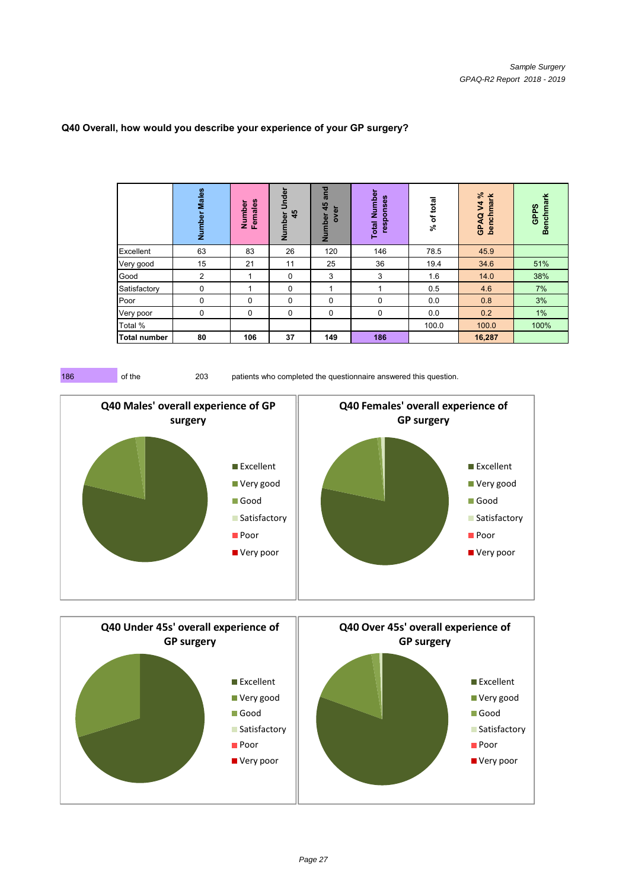## Q40 Overall, how would you describe your experience of your GP surgery?

| | Number Males | Number Females | Number Under 45 | Number 45 and over | Total Number responses | % of total | GPAQ V4 % benchmark | GPPS Benchmark |
|---|---|---|---|---|---|---|---|---|
| Excellent | 63 | 83 | 26 | 120 | 146 | 78.5 | 45.9 | |
| Very good | 15 | 21 | 11 | 25 | 36 | 19.4 | 34.6 | 51% |
| Good | 2 | 1 | 0 | 3 | 3 | 1.6 | 14.0 | 38% |
| Satisfactory | 0 | 1 | 0 | 1 | 1 | 0.5 | 4.6 | 7% |
| Poor | 0 | 0 | 0 | 0 | 0 | 0.0 | 0.8 | 3% |
| Very poor | 0 | 0 | 0 | 0 | 0 | 0.0 | 0.2 | 1% |
| Total % | | | | | | 100.0 | 100.0 | 100% |
| **Total number** | **80** | **106** | **37** | **149** | **186** | | **16,287** | |

186 of the 203 patients who completed the questionnaire answered this question.

**Q40 Males' overall experience of GP surgery**

Excellent, Very good, Good, Satisfactory, Poor, Very poor

**Q40 Females' overall experience of GP surgery**

Excellent, Very good, Good, Satisfactory, Poor, Very poor

**Q40 Under 45s' overall experience of GP surgery**

Excellent, Very good, Good, Satisfactory, Poor, Very poor

**Q40 Over 45s' overall experience of GP surgery**

Excellent, Very good, Good, Satisfactory, Poor, Very poor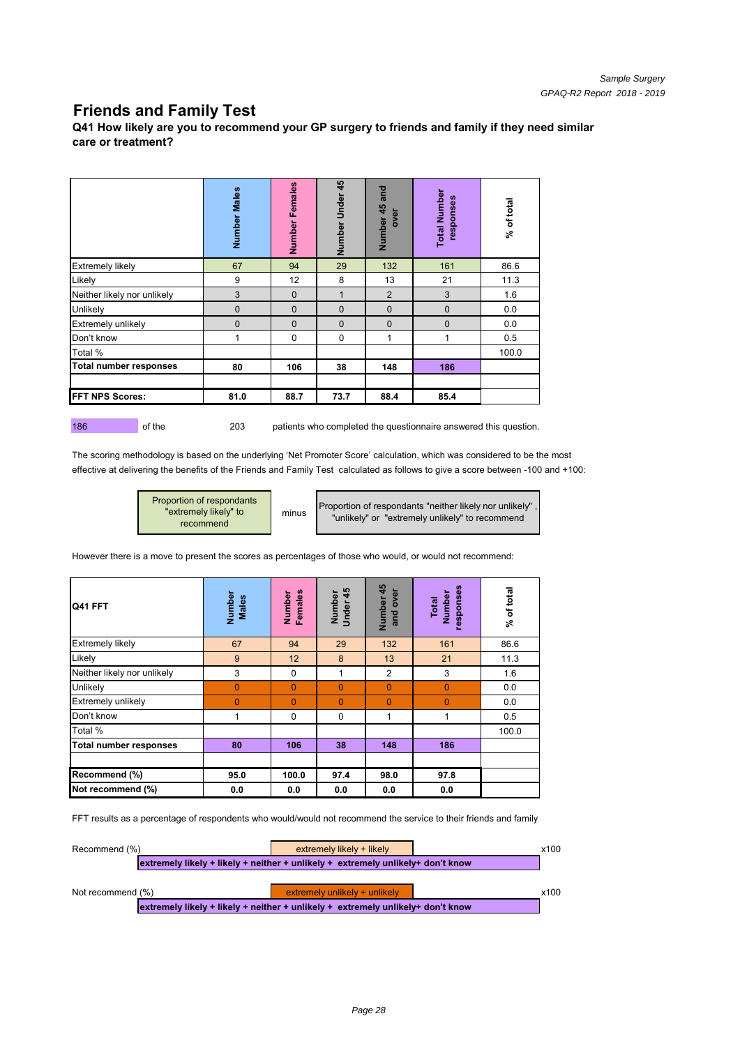## Friends and Family Test

**Q41 How likely are you to recommend your GP surgery to friends and family if they need similar care or treatment?**

| | Number Males | Number Females | Number Under 45 | Number 45 and over | Total Number responses | % of total |
|---|---|---|---|---|---|---|
| Extremely likely | 67 | 94 | 29 | 132 | 161 | 86.6 |
| Likely | 9 | 12 | 8 | 13 | 21 | 11.3 |
| Neither likely nor unlikely | 3 | 0 | 1 | 2 | 3 | 1.6 |
| Unlikely | 0 | 0 | 0 | 0 | 0 | 0.0 |
| Extremely unlikely | 0 | 0 | 0 | 0 | 0 | 0.0 |
| Don't know | 1 | 0 | 0 | 1 | 1 | 0.5 |
| Total % | | | | | | 100.0 |
| **Total number responses** | **80** | **106** | **38** | **148** | **186** | |
| | | | | | | |
| **FFT NPS Scores:** | **81.0** | **88.7** | **73.7** | **88.4** | **85.4** | |

186 of the 203 patients who completed the questionnaire answered this question.

The scoring methodology is based on the underlying 'Net Promoter Score' calculation, which was considered to be the most effective at delivering the benefits of the Friends and Family Test calculated as follows to give a score between -100 and +100:

Proportion of respondants "extremely likely" to recommend — minus — Proportion of respondants "neither likely nor unlikely", "unlikely" or "extremely unlikely" to recommend

However there is a move to present the scores as percentages of those who would, or would not recommend:

| Q41 FFT | Number Males | Number Females | Number Under 45 | Number 45 and over | Total Number responses | % of total |
|---|---|---|---|---|---|---|
| Extremely likely | 67 | 94 | 29 | 132 | 161 | 86.6 |
| Likely | 9 | 12 | 8 | 13 | 21 | 11.3 |
| Neither likely nor unlikely | 3 | 0 | 1 | 2 | 3 | 1.6 |
| Unlikely | 0 | 0 | 0 | 0 | 0 | 0.0 |
| Extremely unlikely | 0 | 0 | 0 | 0 | 0 | 0.0 |
| Don't know | 1 | 0 | 0 | 1 | 1 | 0.5 |
| Total % | | | | | | 100.0 |
| **Total number responses** | **80** | **106** | **38** | **148** | **186** | |
| | | | | | | |
| **Recommend (%)** | **95.0** | **100.0** | **97.4** | **98.0** | **97.8** | |
| **Not recommend (%)** | **0.0** | **0.0** | **0.0** | **0.0** | **0.0** | |

FFT results as a percentage of respondents who would/would not recommend the service to their friends and family

Recommend (%) = extremely likely + likely / **extremely likely + likely + neither + unlikely + extremely unlikely+ don't know** x100

Not recommend (%) = extremely unlikely + unlikely / **extremely likely + likely + neither + unlikely + extremely unlikely+ don't know** x100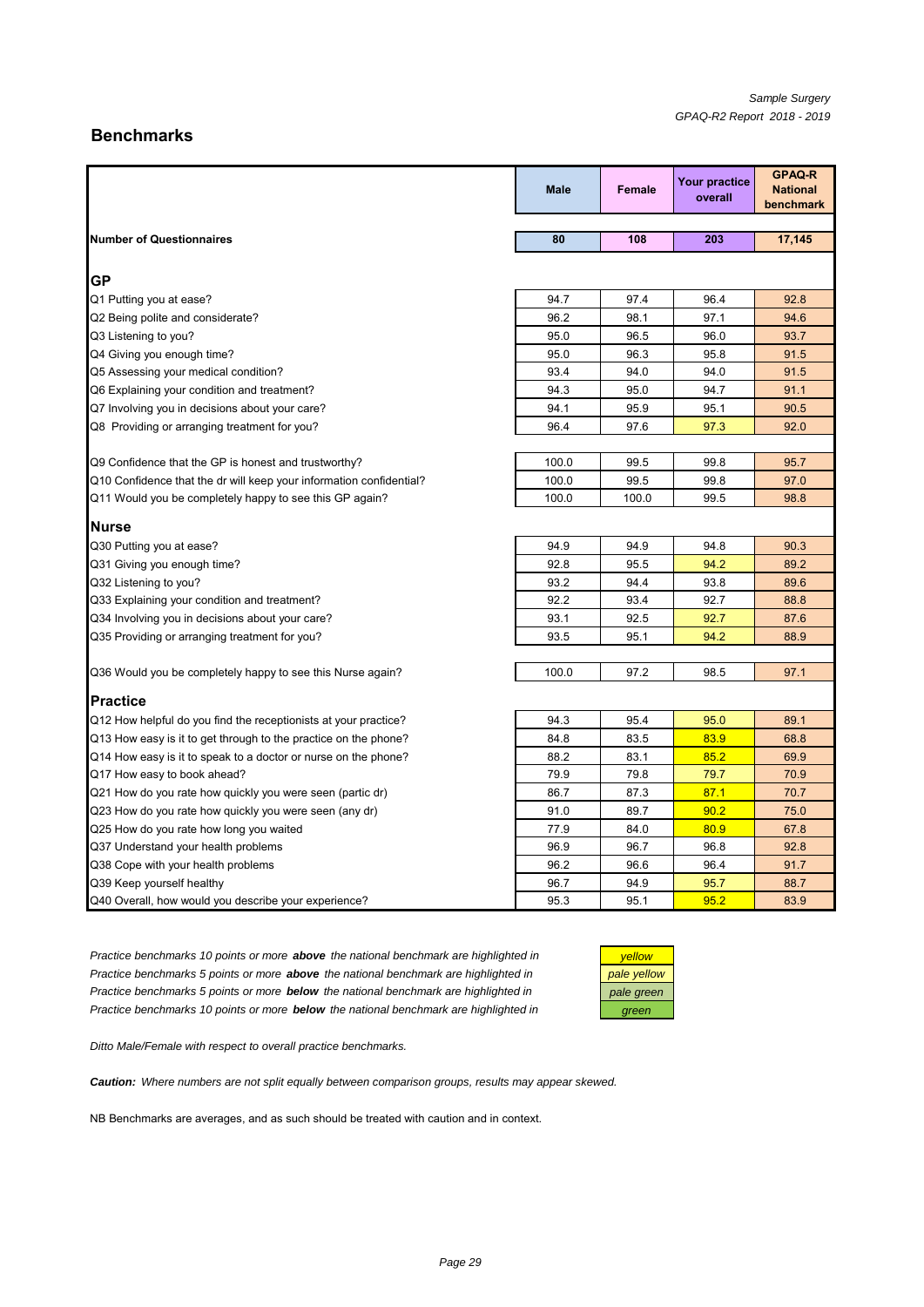## Benchmarks

| | Male | Female | Your practice overall | GPAQ-R National benchmark |
|---|---|---|---|---|
| **Number of Questionnaires** | **80** | **108** | **203** | **17,145** |
| **GP** | | | | |
| Q1 Putting you at ease? | 94.7 | 97.4 | 96.4 | 92.8 |
| Q2 Being polite and considerate? | 96.2 | 98.1 | 97.1 | 94.6 |
| Q3 Listening to you? | 95.0 | 96.5 | 96.0 | 93.7 |
| Q4 Giving you enough time? | 95.0 | 96.3 | 95.8 | 91.5 |
| Q5 Assessing your medical condition? | 93.4 | 94.0 | 94.0 | 91.5 |
| Q6 Explaining your condition and treatment? | 94.3 | 95.0 | 94.7 | 91.1 |
| Q7 Involving you in decisions about your care? | 94.1 | 95.9 | 95.1 | 90.5 |
| Q8 Providing or arranging treatment for you? | 96.4 | 97.6 | 97.3 | 92.0 |
| Q9 Confidence that the GP is honest and trustworthy? | 100.0 | 99.5 | 99.8 | 95.7 |
| Q10 Confidence that the dr will keep your information confidential? | 100.0 | 99.5 | 99.8 | 97.0 |
| Q11 Would you be completely happy to see this GP again? | 100.0 | 100.0 | 99.5 | 98.8 |
| **Nurse** | | | | |
| Q30 Putting you at ease? | 94.9 | 94.9 | 94.8 | 90.3 |
| Q31 Giving you enough time? | 92.8 | 95.5 | 94.2 | 89.2 |
| Q32 Listening to you? | 93.2 | 94.4 | 93.8 | 89.6 |
| Q33 Explaining your condition and treatment? | 92.2 | 93.4 | 92.7 | 88.8 |
| Q34 Involving you in decisions about your care? | 93.1 | 92.5 | 92.7 | 87.6 |
| Q35 Providing or arranging treatment for you? | 93.5 | 95.1 | 94.2 | 88.9 |
| Q36 Would you be completely happy to see this Nurse again? | 100.0 | 97.2 | 98.5 | 97.1 |
| **Practice** | | | | |
| Q12 How helpful do you find the receptionists at your practice? | 94.3 | 95.4 | 95.0 | 89.1 |
| Q13 How easy is it to get through to the practice on the phone? | 84.8 | 83.5 | 83.9 | 68.8 |
| Q14 How easy is it to speak to a doctor or nurse on the phone? | 88.2 | 83.1 | 85.2 | 69.9 |
| Q17 How easy to book ahead? | 79.9 | 79.8 | 79.7 | 70.9 |
| Q21 How do you rate how quickly you were seen (partic dr) | 86.7 | 87.3 | 87.1 | 70.7 |
| Q23 How do you rate how quickly you were seen (any dr) | 91.0 | 89.7 | 90.2 | 75.0 |
| Q25 How do you rate how long you waited | 77.9 | 84.0 | 80.9 | 67.8 |
| Q37 Understand your health problems | 96.9 | 96.7 | 96.8 | 92.8 |
| Q38 Cope with your health problems | 96.2 | 96.6 | 96.4 | 91.7 |
| Q39 Keep yourself healthy | 96.7 | 94.9 | 95.7 | 88.7 |
| Q40 Overall, how would you describe your experience? | 95.3 | 95.1 | 95.2 | 83.9 |

| | |
|---|---|
| *Practice benchmarks 10 points or more **above** the national benchmark are highlighted in* | *yellow* |
| *Practice benchmarks 5 points or more **above** the national benchmark are highlighted in* | *pale yellow* |
| *Practice benchmarks 5 points or more **below** the national benchmark are highlighted in* | *pale green* |
| *Practice benchmarks 10 points or more **below** the national benchmark are highlighted in* | *green* |

*Ditto Male/Female with respect to overall practice benchmarks.*

***Caution:** Where numbers are not split equally between comparison groups, results may appear skewed.*

NB Benchmarks are averages, and as such should be treated with caution and in context.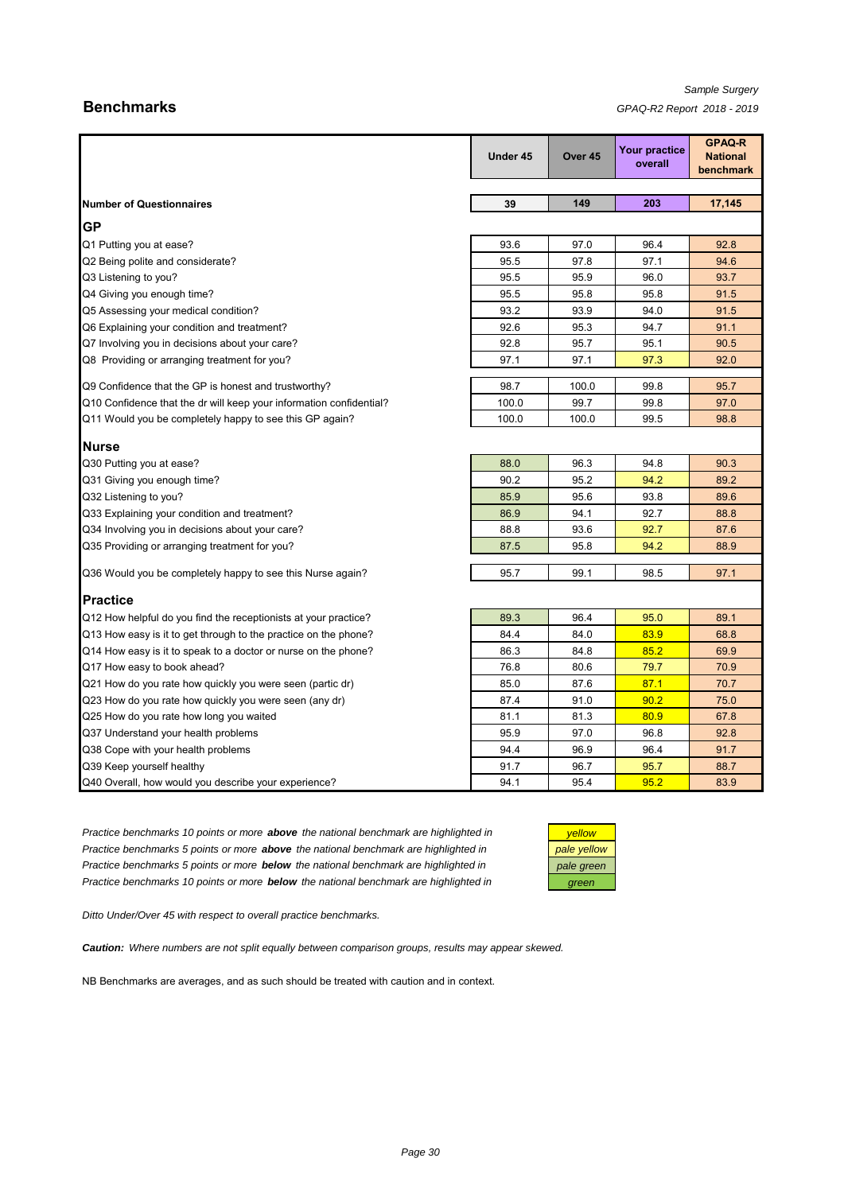## Benchmarks

*Sample Surgery*

*GPAQ-R2 Report 2018 - 2019*

| | Under 45 | Over 45 | Your practice overall | GPAQ-R National benchmark |
|---|---|---|---|---|
| **Number of Questionnaires** | 39 | 149 | 203 | 17,145 |
| **GP** | | | | |
| Q1 Putting you at ease? | 93.6 | 97.0 | 96.4 | 92.8 |
| Q2 Being polite and considerate? | 95.5 | 97.8 | 97.1 | 94.6 |
| Q3 Listening to you? | 95.5 | 95.9 | 96.0 | 93.7 |
| Q4 Giving you enough time? | 95.5 | 95.8 | 95.8 | 91.5 |
| Q5 Assessing your medical condition? | 93.2 | 93.9 | 94.0 | 91.5 |
| Q6 Explaining your condition and treatment? | 92.6 | 95.3 | 94.7 | 91.1 |
| Q7 Involving you in decisions about your care? | 92.8 | 95.7 | 95.1 | 90.5 |
| Q8 Providing or arranging treatment for you? | 97.1 | 97.1 | 97.3 | 92.0 |
| Q9 Confidence that the GP is honest and trustworthy? | 98.7 | 100.0 | 99.8 | 95.7 |
| Q10 Confidence that the dr will keep your information confidential? | 100.0 | 99.7 | 99.8 | 97.0 |
| Q11 Would you be completely happy to see this GP again? | 100.0 | 100.0 | 99.5 | 98.8 |
| **Nurse** | | | | |
| Q30 Putting you at ease? | 88.0 | 96.3 | 94.8 | 90.3 |
| Q31 Giving you enough time? | 90.2 | 95.2 | 94.2 | 89.2 |
| Q32 Listening to you? | 85.9 | 95.6 | 93.8 | 89.6 |
| Q33 Explaining your condition and treatment? | 86.9 | 94.1 | 92.7 | 88.8 |
| Q34 Involving you in decisions about your care? | 88.8 | 93.6 | 92.7 | 87.6 |
| Q35 Providing or arranging treatment for you? | 87.5 | 95.8 | 94.2 | 88.9 |
| Q36 Would you be completely happy to see this Nurse again? | 95.7 | 99.1 | 98.5 | 97.1 |
| **Practice** | | | | |
| Q12 How helpful do you find the receptionists at your practice? | 89.3 | 96.4 | 95.0 | 89.1 |
| Q13 How easy is it to get through to the practice on the phone? | 84.4 | 84.0 | 83.9 | 68.8 |
| Q14 How easy is it to speak to a doctor or nurse on the phone? | 86.3 | 84.8 | 85.2 | 69.9 |
| Q17 How easy to book ahead? | 76.8 | 80.6 | 79.7 | 70.9 |
| Q21 How do you rate how quickly you were seen (partic dr) | 85.0 | 87.6 | 87.1 | 70.7 |
| Q23 How do you rate how quickly you were seen (any dr) | 87.4 | 91.0 | 90.2 | 75.0 |
| Q25 How do you rate how long you waited | 81.1 | 81.3 | 80.9 | 67.8 |
| Q37 Understand your health problems | 95.9 | 97.0 | 96.8 | 92.8 |
| Q38 Cope with your health problems | 94.4 | 96.9 | 96.4 | 91.7 |
| Q39 Keep yourself healthy | 91.7 | 96.7 | 95.7 | 88.7 |
| Q40 Overall, how would you describe your experience? | 94.1 | 95.4 | 95.2 | 83.9 |

*Practice benchmarks 10 points or more **above** the national benchmark are highlighted in* *yellow*

*Practice benchmarks 5 points or more **above** the national benchmark are highlighted in* *pale yellow*

*Practice benchmarks 5 points or more **below** the national benchmark are highlighted in* *pale green*

*Practice benchmarks 10 points or more **below** the national benchmark are highlighted in* *green*

*Ditto Under/Over 45 with respect to overall practice benchmarks.*

***Caution:** Where numbers are not split equally between comparison groups, results may appear skewed.*

NB Benchmarks are averages, and as such should be treated with caution and in context.